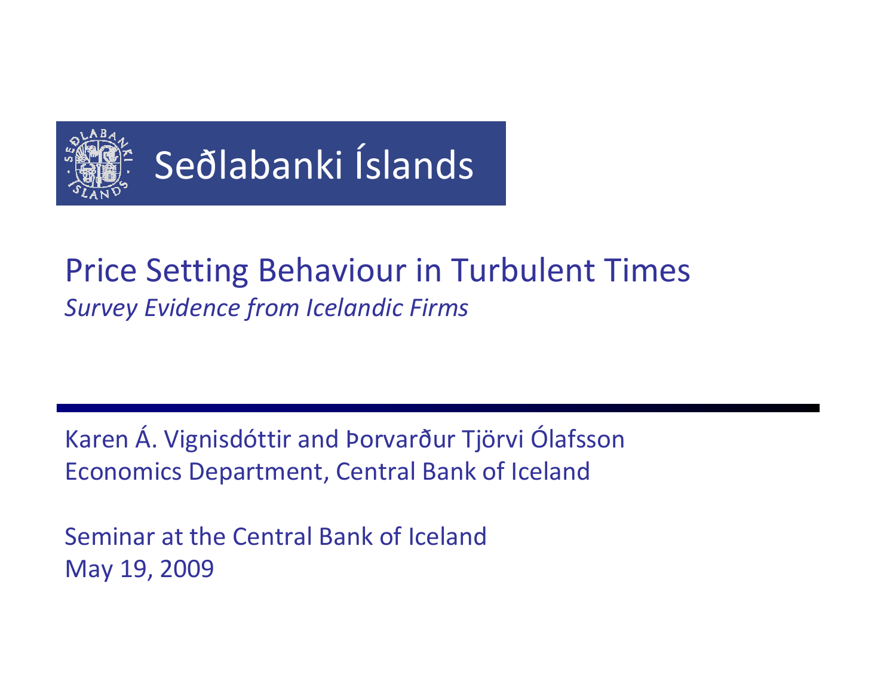Seðlabanki Íslands

# Price Setting Behaviour in Turbulent Times

*Survey Evidence from Icelandic Firms*

---

Karen Á. Vignisdóttir and Þorvarður Tjörvi Ólafsson
Economics Department, Central Bank of Iceland

Seminar at the Central Bank of Iceland
May 19, 2009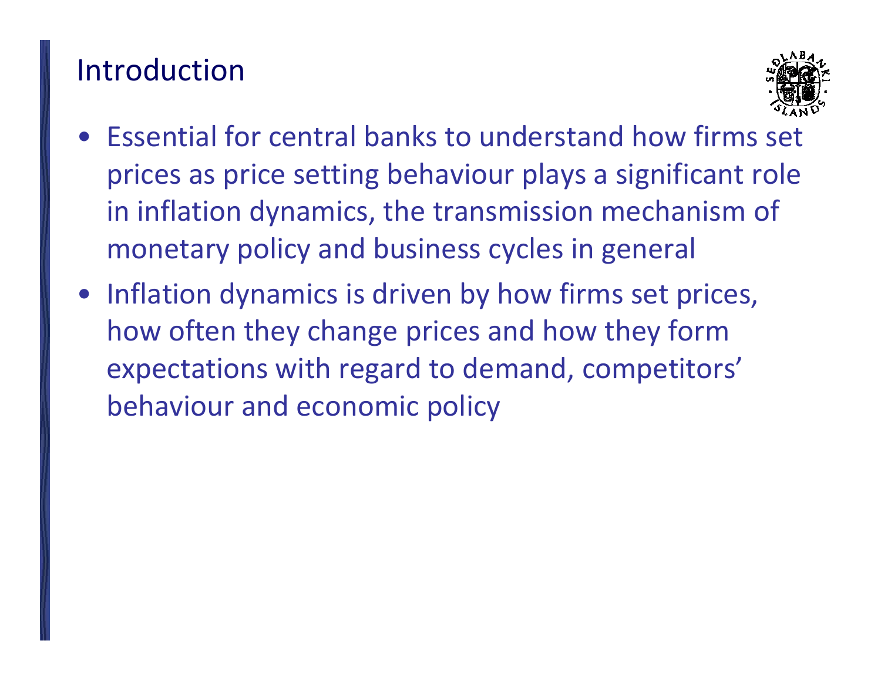# Introduction

- Essential for central banks to understand how firms set prices as price setting behaviour plays a significant role in inflation dynamics, the transmission mechanism of monetary policy and business cycles in general
- Inflation dynamics is driven by how firms set prices, how often they change prices and how they form expectations with regard to demand, competitors' behaviour and economic policy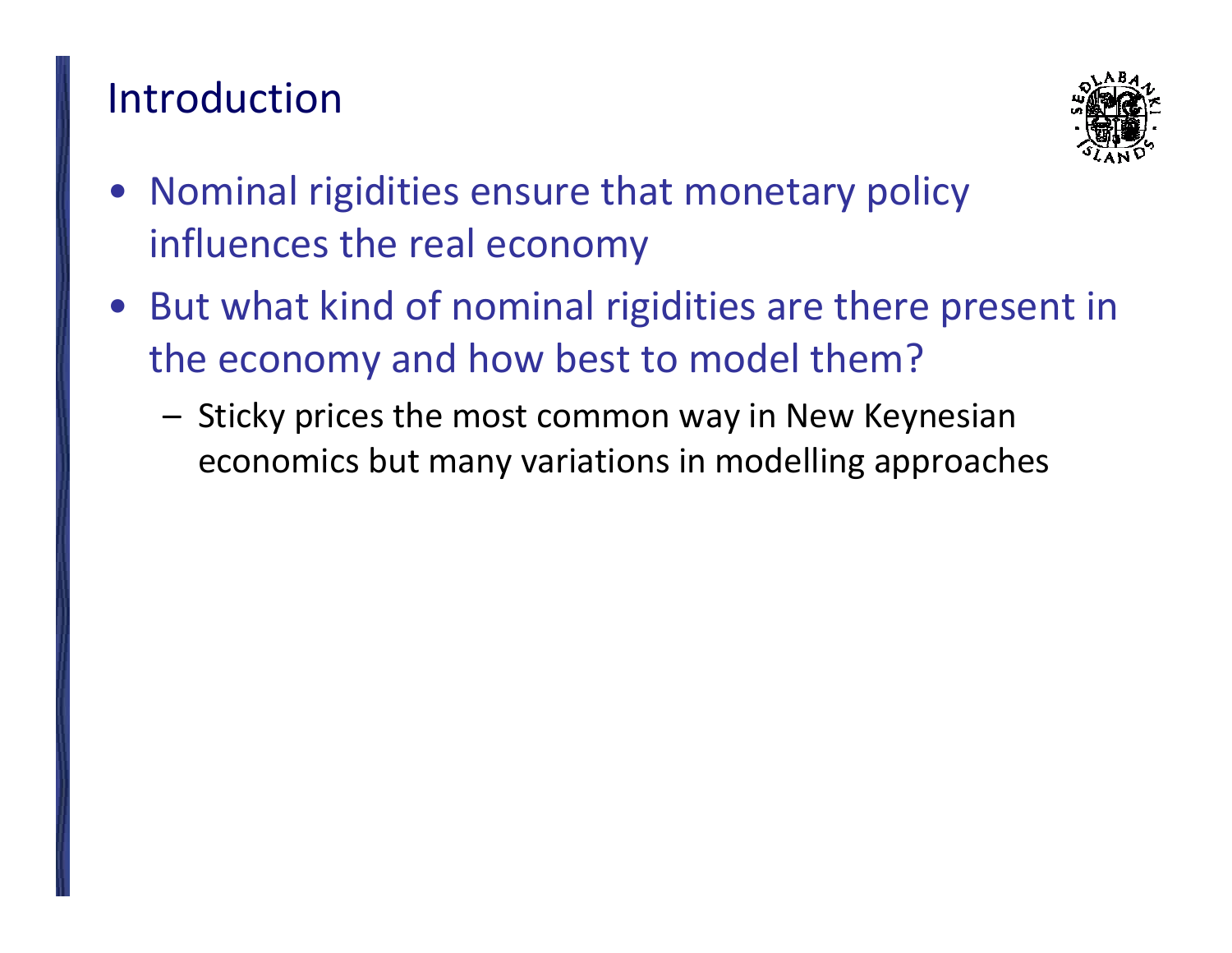# Introduction

- Nominal rigidities ensure that monetary policy influences the real economy
- But what kind of nominal rigidities are there present in the economy and how best to model them?
  - Sticky prices the most common way in New Keynesian economics but many variations in modelling approaches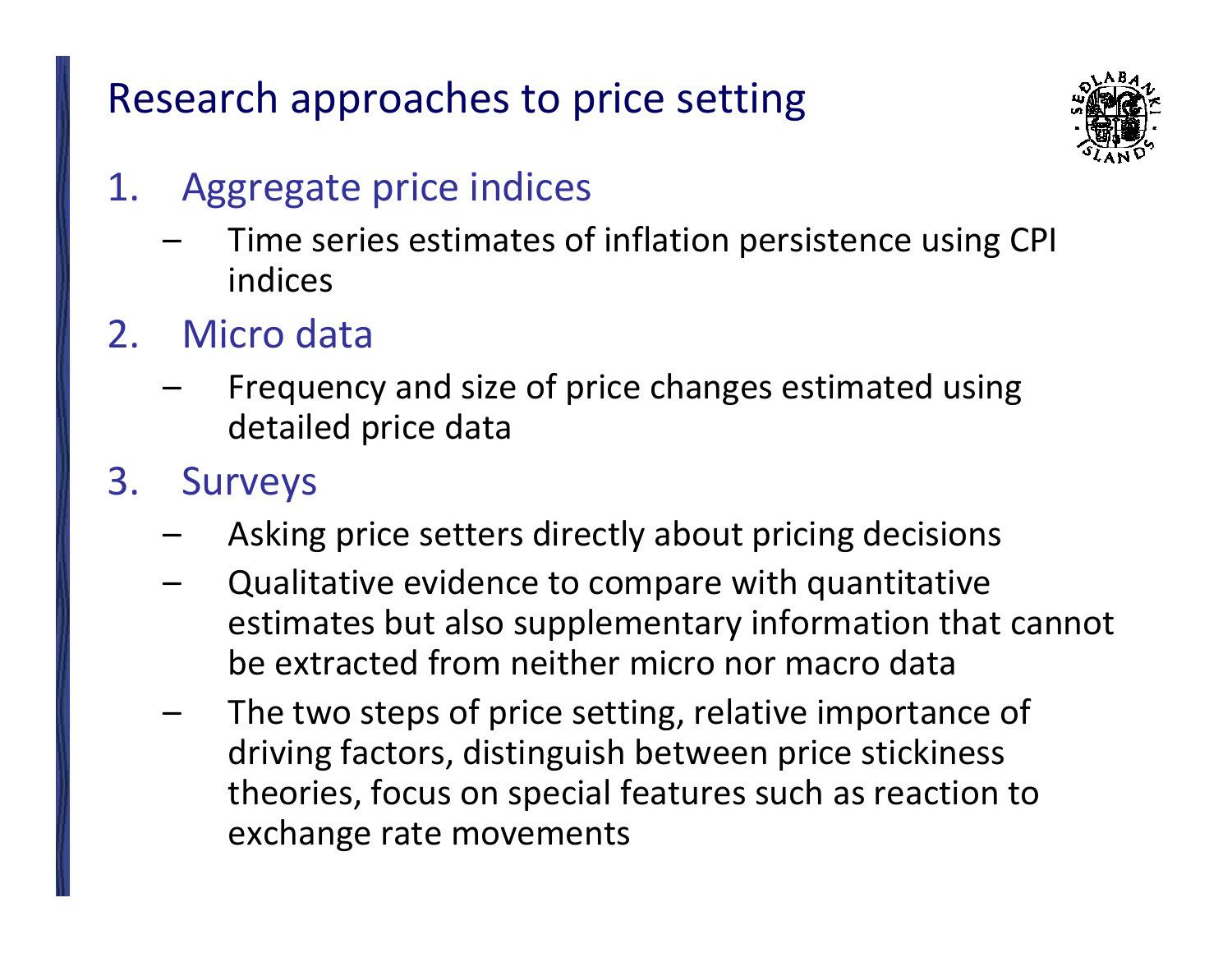# Research approaches to price setting

1. Aggregate price indices
   - Time series estimates of inflation persistence using CPI indices
2. Micro data
   - Frequency and size of price changes estimated using detailed price data
3. Surveys
   - Asking price setters directly about pricing decisions
   - Qualitative evidence to compare with quantitative estimates but also supplementary information that cannot be extracted from neither micro nor macro data
   - The two steps of price setting, relative importance of driving factors, distinguish between price stickiness theories, focus on special features such as reaction to exchange rate movements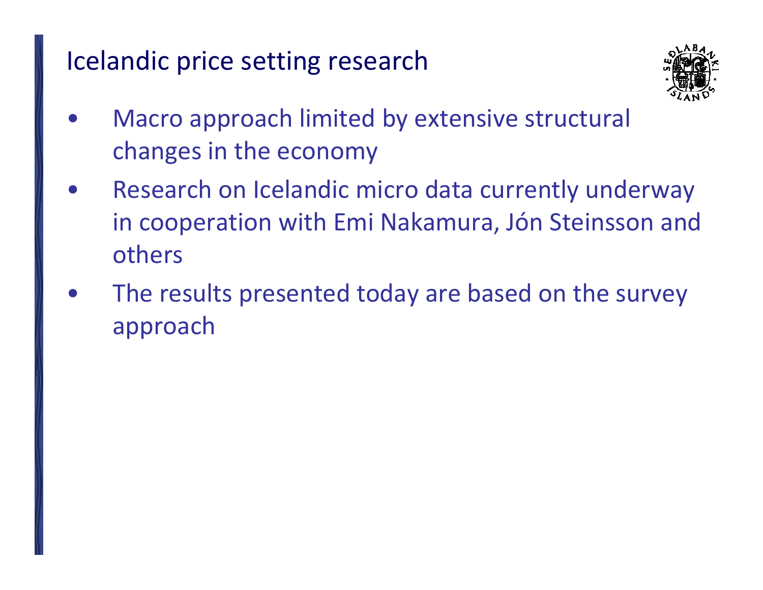# Icelandic price setting research

- Macro approach limited by extensive structural changes in the economy
- Research on Icelandic micro data currently underway in cooperation with Emi Nakamura, Jón Steinsson and others
- The results presented today are based on the survey approach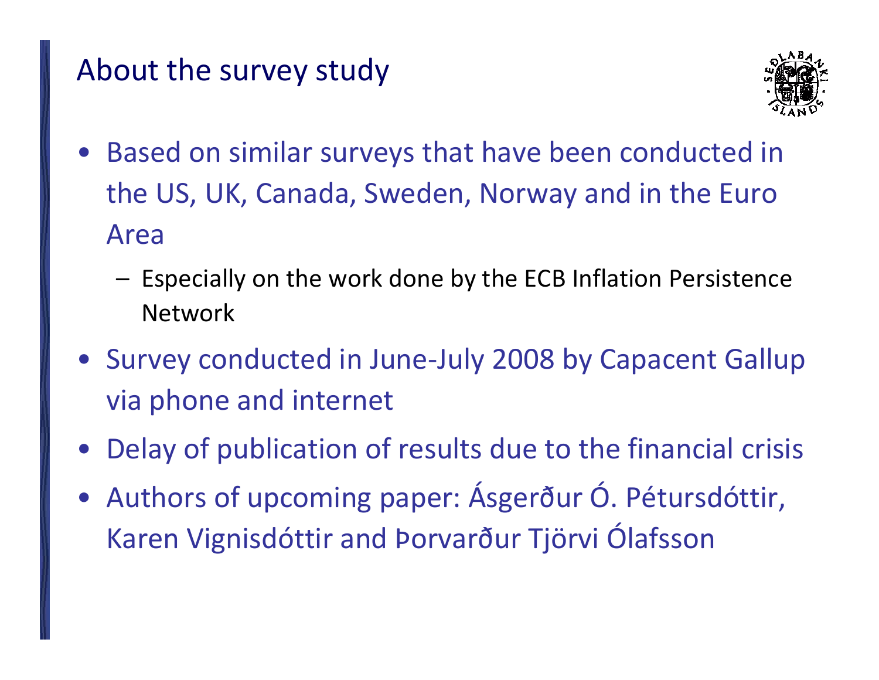## About the survey study

- Based on similar surveys that have been conducted in the US, UK, Canada, Sweden, Norway and in the Euro Area
  - Especially on the work done by the ECB Inflation Persistence Network
- Survey conducted in June-July 2008 by Capacent Gallup via phone and internet
- Delay of publication of results due to the financial crisis
- Authors of upcoming paper: Ásgerður Ó. Pétursdóttir, Karen Vignisdóttir and Þorvarður Tjörvi Ólafsson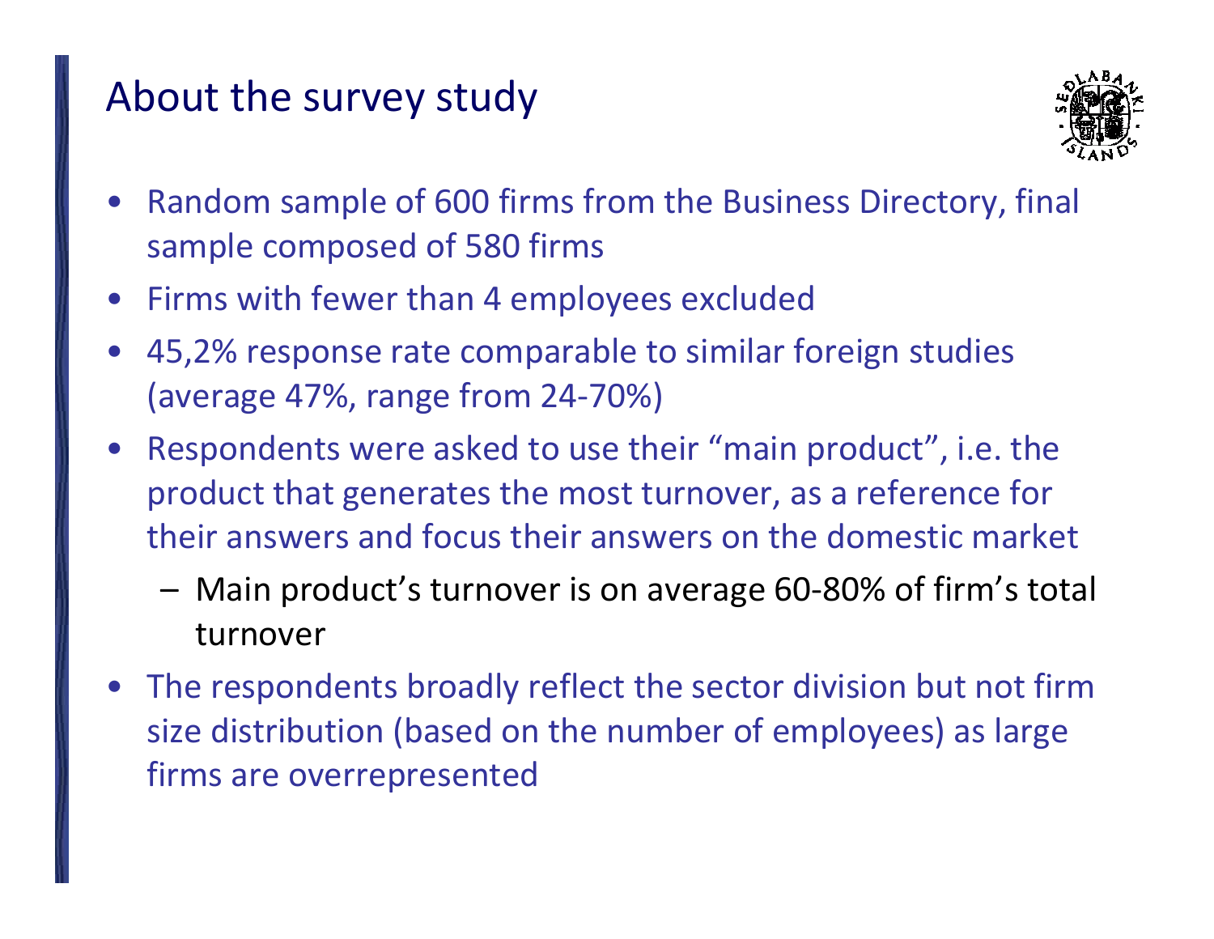## About the survey study

- Random sample of 600 firms from the Business Directory, final sample composed of 580 firms
- Firms with fewer than 4 employees excluded
- 45,2% response rate comparable to similar foreign studies (average 47%, range from 24-70%)
- Respondents were asked to use their "main product", i.e. the product that generates the most turnover, as a reference for their answers and focus their answers on the domestic market
  - Main product's turnover is on average 60-80% of firm's total turnover
- The respondents broadly reflect the sector division but not firm size distribution (based on the number of employees) as large firms are overrepresented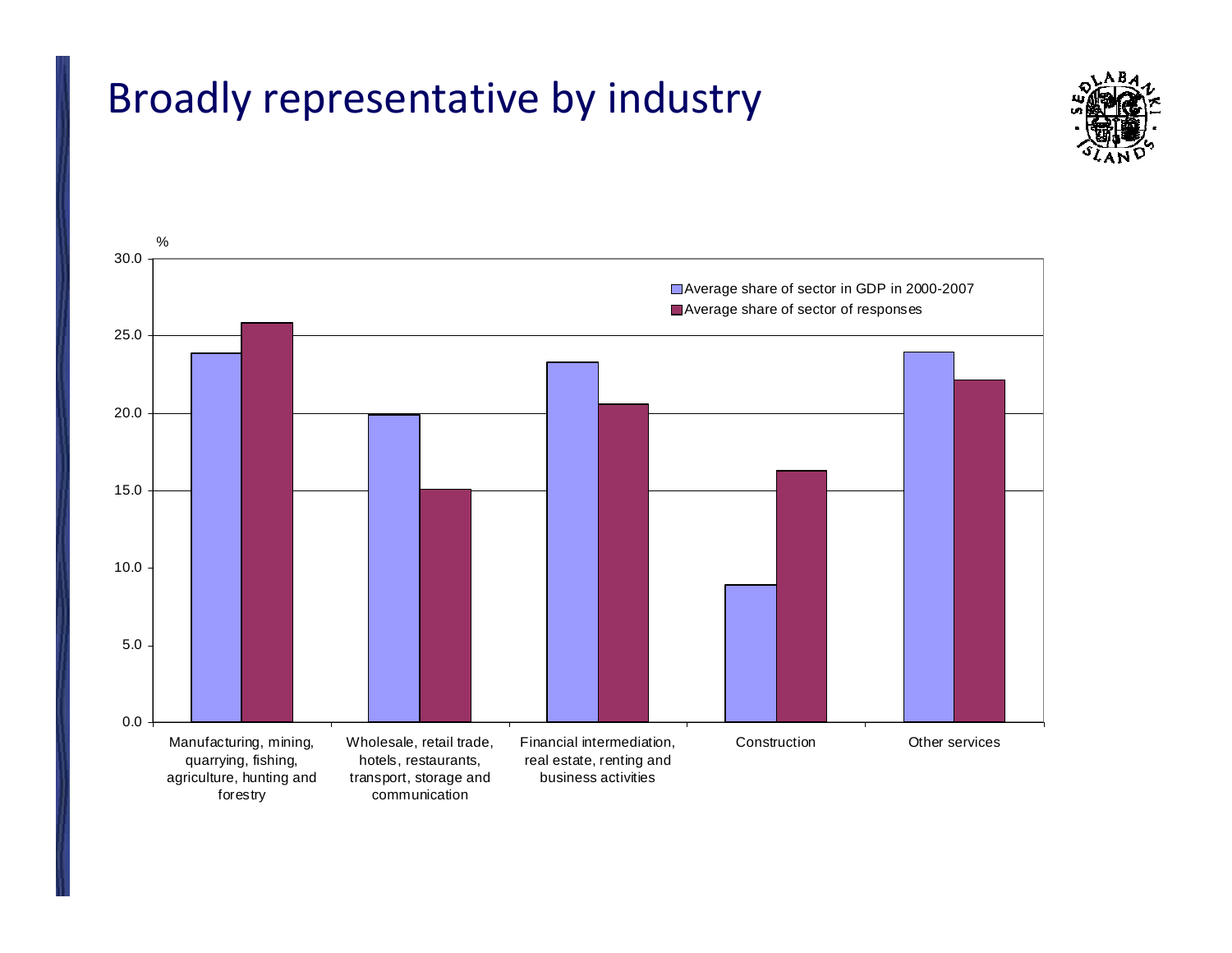# Broadly representative by industry

%

| | Average share of sector in GDP in 2000-2007 | Average share of sector of responses |
|---|---|---|
| Manufacturing, mining, quarrying, fishing, agriculture, hunting and forestry | 23.9 | 25.9 |
| Wholesale, retail trade, hotels, restaurants, transport, storage and communication | 19.9 | 15.1 |
| Financial intermediation, real estate, renting and business activities | 23.3 | 20.6 |
| Construction | 8.9 | 16.3 |
| Other services | 24.0 | 22.2 |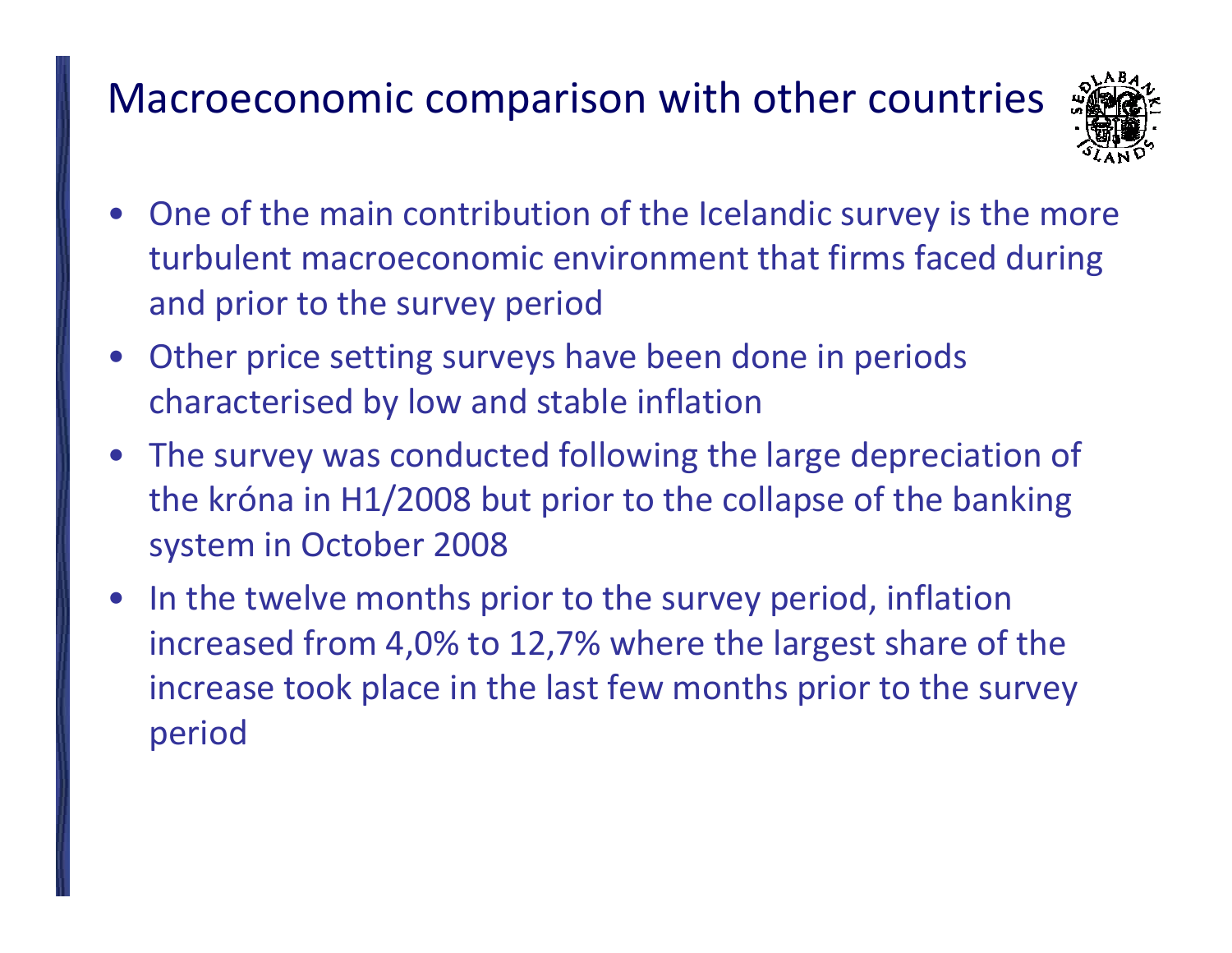# Macroeconomic comparison with other countries

- One of the main contribution of the Icelandic survey is the more turbulent macroeconomic environment that firms faced during and prior to the survey period
- Other price setting surveys have been done in periods characterised by low and stable inflation
- The survey was conducted following the large depreciation of the króna in H1/2008 but prior to the collapse of the banking system in October 2008
- In the twelve months prior to the survey period, inflation increased from 4,0% to 12,7% where the largest share of the increase took place in the last few months prior to the survey period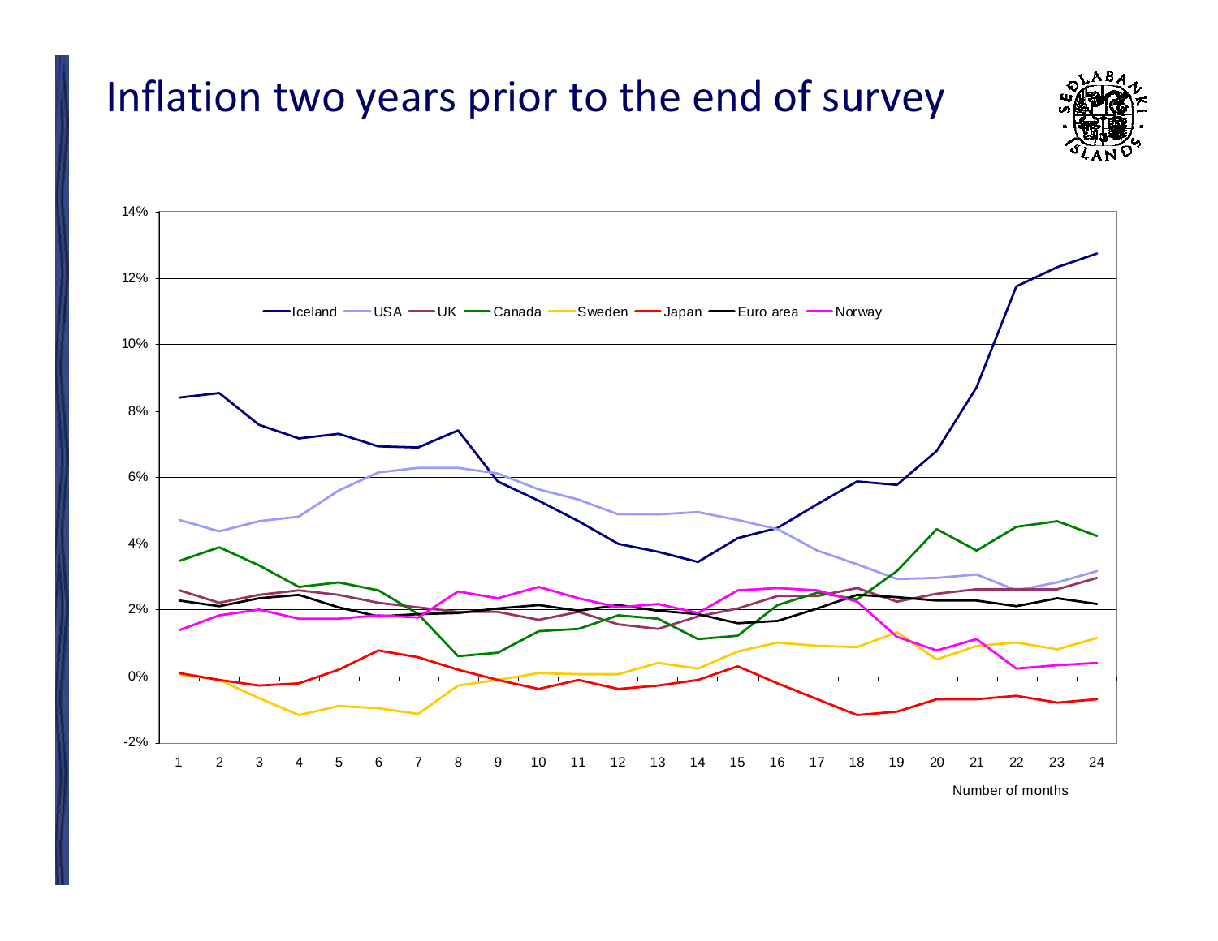# Inflation two years prior to the end of survey

14%
12%
10%
8%
6%
4%
2%
0%
-2%

Iceland — USA — UK — Canada — Sweden — Japan — Euro area — Norway

1 2 3 4 5 6 7 8 9 10 11 12 13 14 15 16 17 18 19 20 21 22 23 24

Number of months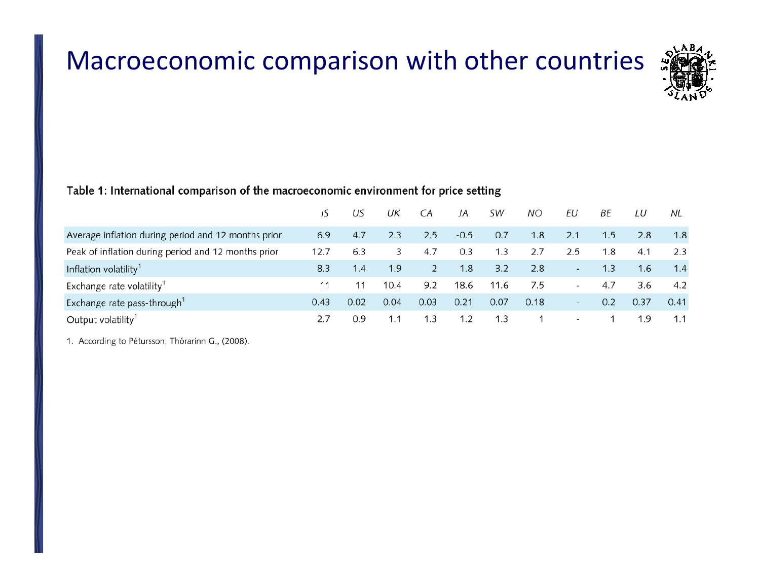# Macroeconomic comparison with other countries

**Table 1: International comparison of the macroeconomic environment for price setting**

| | *IS* | *US* | *UK* | *CA* | *JA* | *SW* | *NO* | *EU* | *BE* | *LU* | *NL* |
|---|---|---|---|---|---|---|---|---|---|---|---|
| Average inflation during period and 12 months prior | 6.9 | 4.7 | 2.3 | 2.5 | -0.5 | 0.7 | 1.8 | 2.1 | 1.5 | 2.8 | 1.8 |
| Peak of inflation during period and 12 months prior | 12.7 | 6.3 | 3 | 4.7 | 0.3 | 1.3 | 2.7 | 2.5 | 1.8 | 4.1 | 2.3 |
| Inflation volatility[1] | 8.3 | 1.4 | 1.9 | 2 | 1.8 | 3.2 | 2.8 | - | 1.3 | 1.6 | 1.4 |
| Exchange rate volatility[1] | 11 | 11 | 10.4 | 9.2 | 18.6 | 11.6 | 7.5 | - | 4.7 | 3.6 | 4.2 |
| Exchange rate pass-through[1] | 0.43 | 0.02 | 0.04 | 0.03 | 0.21 | 0.07 | 0.18 | - | 0.2 | 0.37 | 0.41 |
| Output volatility[1] | 2.7 | 0.9 | 1.1 | 1.3 | 1.2 | 1.3 | 1 | - | 1 | 1.9 | 1.1 |

1. According to Pétursson, Thórarinn G., (2008).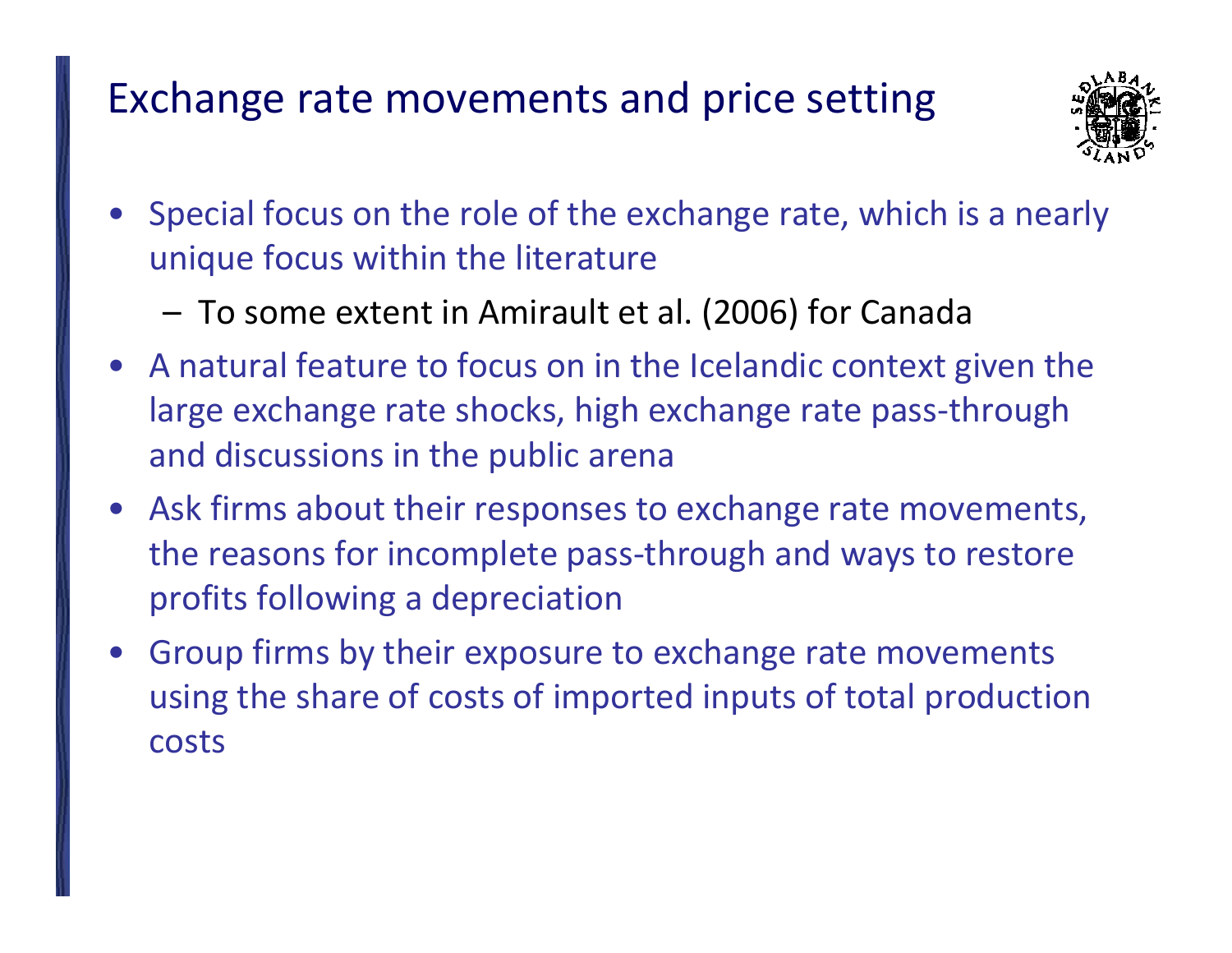# Exchange rate movements and price setting

- Special focus on the role of the exchange rate, which is a nearly unique focus within the literature
  - To some extent in Amirault et al. (2006) for Canada
- A natural feature to focus on in the Icelandic context given the large exchange rate shocks, high exchange rate pass-through and discussions in the public arena
- Ask firms about their responses to exchange rate movements, the reasons for incomplete pass-through and ways to restore profits following a depreciation
- Group firms by their exposure to exchange rate movements using the share of costs of imported inputs of total production costs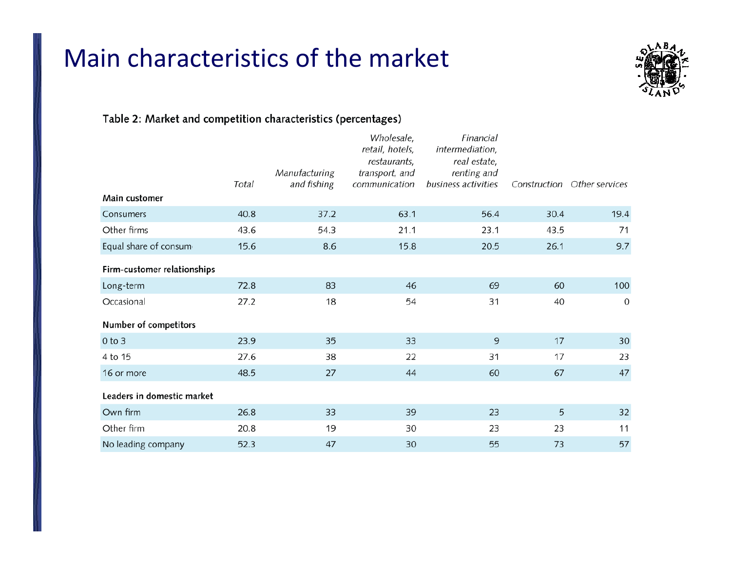# Main characteristics of the market

Table 2: Market and competition characteristics (percentages)

| | Total | Manufacturing and fishing | Wholesale, retail, hotels, restaurants, transport, and communication | Financial intermediation, real estate, renting and business activities | Construction | Other services |
|---|---|---|---|---|---|---|
| **Main customer** | | | | | | |
| Consumers | 40.8 | 37.2 | 63.1 | 56.4 | 30.4 | 19.4 |
| Other firms | 43.6 | 54.3 | 21.1 | 23.1 | 43.5 | 71 |
| Equal share of consum | 15.6 | 8.6 | 15.8 | 20.5 | 26.1 | 9.7 |
| **Firm-customer relationships** | | | | | | |
| Long-term | 72.8 | 83 | 46 | 69 | 60 | 100 |
| Occasional | 27.2 | 18 | 54 | 31 | 40 | 0 |
| **Number of competitors** | | | | | | |
| 0 to 3 | 23.9 | 35 | 33 | 9 | 17 | 30 |
| 4 to 15 | 27.6 | 38 | 22 | 31 | 17 | 23 |
| 16 or more | 48.5 | 27 | 44 | 60 | 67 | 47 |
| **Leaders in domestic market** | | | | | | |
| Own firm | 26.8 | 33 | 39 | 23 | 5 | 32 |
| Other firm | 20.8 | 19 | 30 | 23 | 23 | 11 |
| No leading company | 52.3 | 47 | 30 | 55 | 73 | 57 |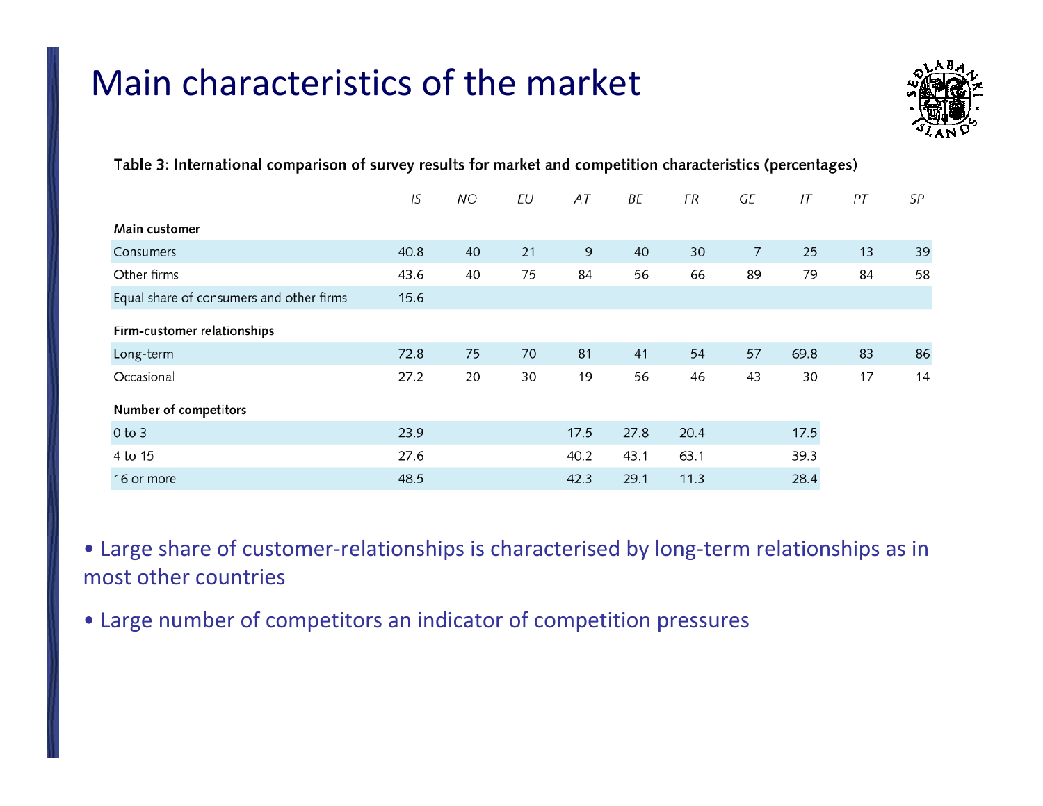# Main characteristics of the market

Table 3: International comparison of survey results for market and competition characteristics (percentages)

| | IS | NO | EU | AT | BE | FR | GE | IT | PT | SP |
|---|---|---|---|---|---|---|---|---|---|---|
| **Main customer** | | | | | | | | | | |
| Consumers | 40.8 | 40 | 21 | 9 | 40 | 30 | 7 | 25 | 13 | 39 |
| Other firms | 43.6 | 40 | 75 | 84 | 56 | 66 | 89 | 79 | 84 | 58 |
| Equal share of consumers and other firms | 15.6 | | | | | | | | | |
| **Firm-customer relationships** | | | | | | | | | | |
| Long-term | 72.8 | 75 | 70 | 81 | 41 | 54 | 57 | 69.8 | 83 | 86 |
| Occasional | 27.2 | 20 | 30 | 19 | 56 | 46 | 43 | 30 | 17 | 14 |
| **Number of competitors** | | | | | | | | | | |
| 0 to 3 | 23.9 | | | 17.5 | 27.8 | 20.4 | | 17.5 | | |
| 4 to 15 | 27.6 | | | 40.2 | 43.1 | 63.1 | | 39.3 | | |
| 16 or more | 48.5 | | | 42.3 | 29.1 | 11.3 | | 28.4 | | |

- Large share of customer-relationships is characterised by long-term relationships as in most other countries
- Large number of competitors an indicator of competition pressures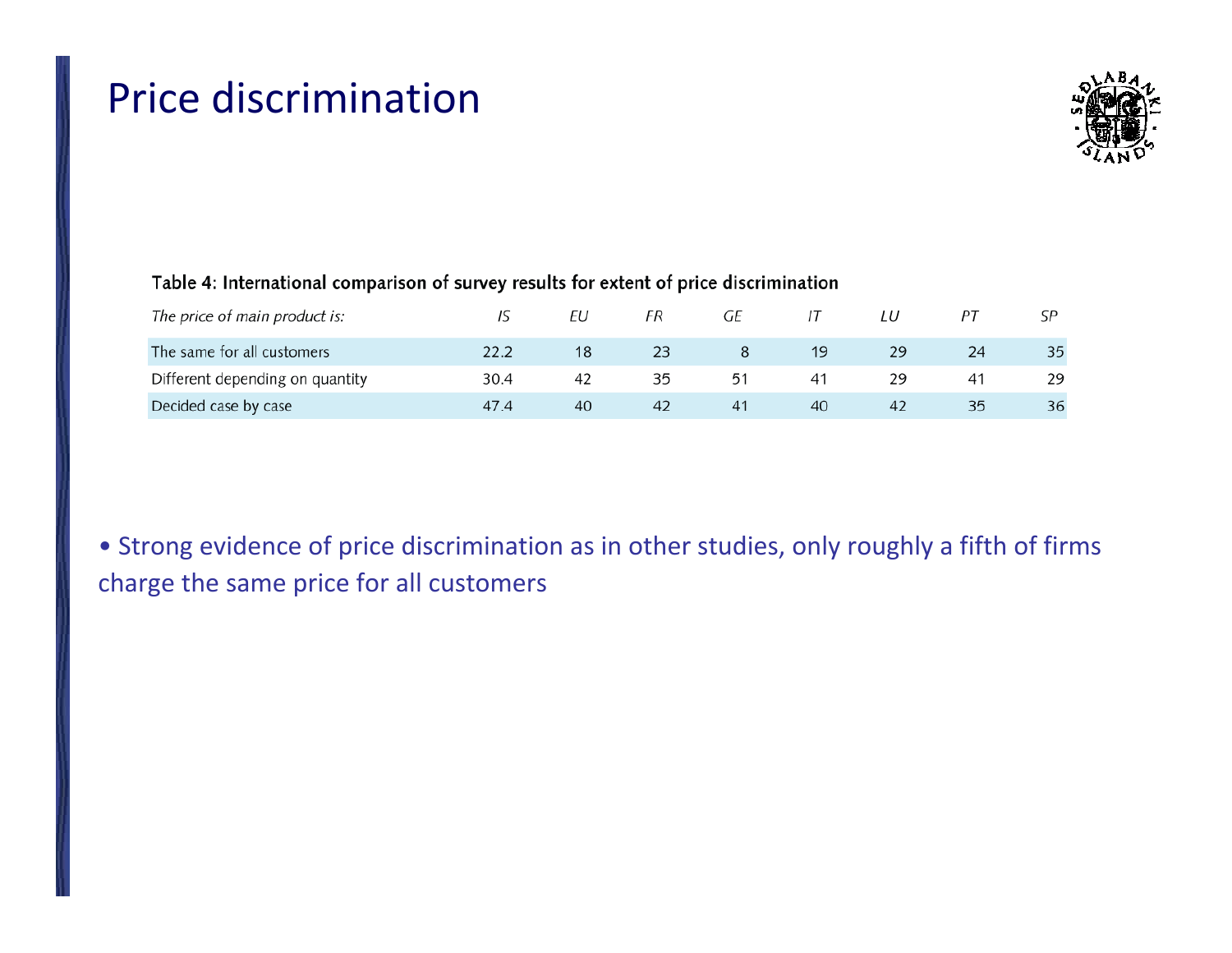# Price discrimination

Table 4: International comparison of survey results for extent of price discrimination

| *The price of main product is:* | *IS* | *EU* | *FR* | *GE* | *IT* | *LU* | *PT* | *SP* |
|---|---|---|---|---|---|---|---|---|
| The same for all customers | 22.2 | 18 | 23 | 8 | 19 | 29 | 24 | 35 |
| Different depending on quantity | 30.4 | 42 | 35 | 51 | 41 | 29 | 41 | 29 |
| Decided case by case | 47.4 | 40 | 42 | 41 | 40 | 42 | 35 | 36 |

- Strong evidence of price discrimination as in other studies, only roughly a fifth of firms charge the same price for all customers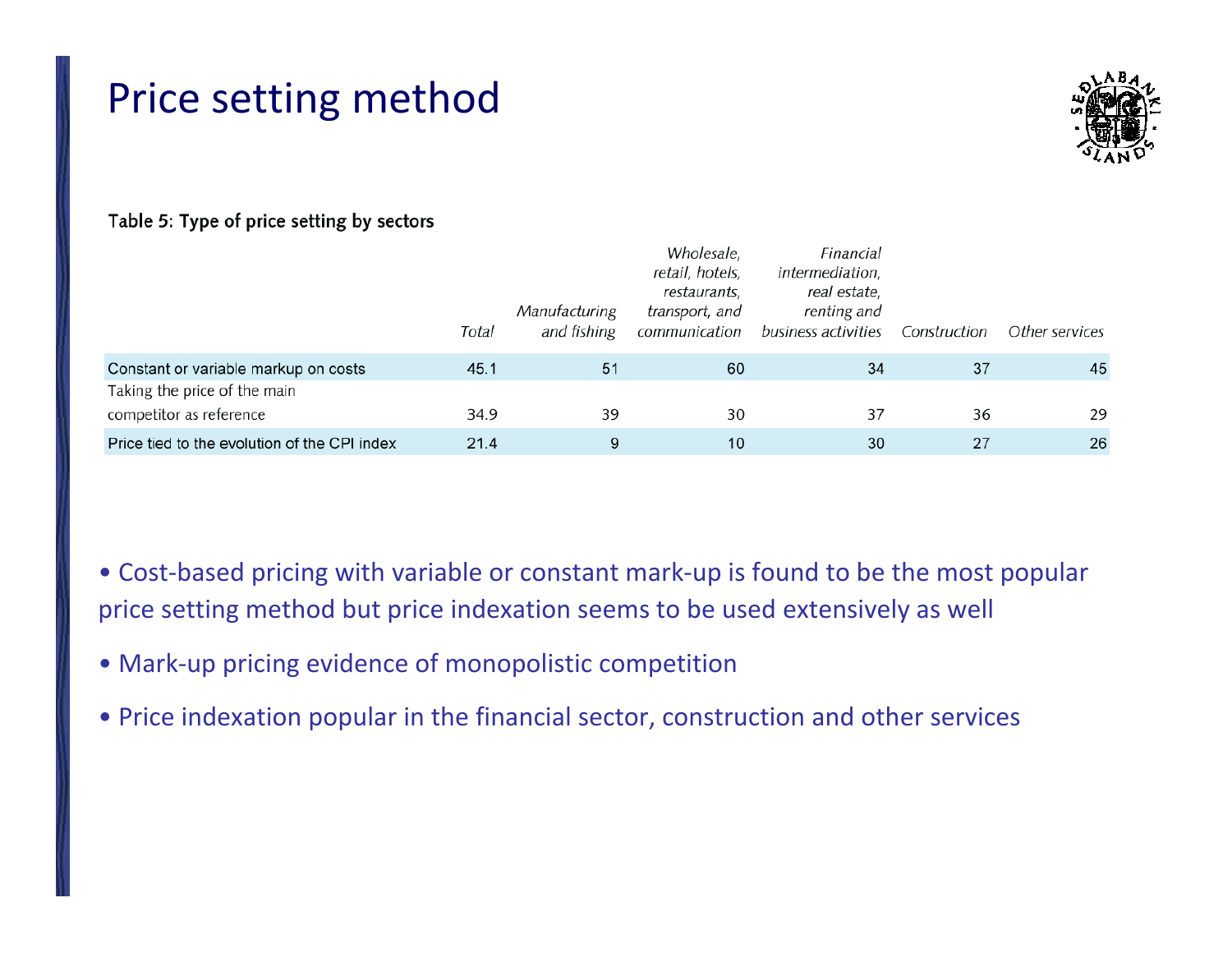# Price setting method

Table 5: Type of price setting by sectors

| | *Total* | *Manufacturing and fishing* | *Wholesale, retail, hotels, restaurants, transport, and communication* | *Financial intermediation, real estate, renting and business activities* | *Construction* | *Other services* |
|---|---|---|---|---|---|---|
| Constant or variable markup on costs | 45.1 | 51 | 60 | 34 | 37 | 45 |
| Taking the price of the main competitor as reference | 34.9 | 39 | 30 | 37 | 36 | 29 |
| Price tied to the evolution of the CPI index | 21.4 | 9 | 10 | 30 | 27 | 26 |

- Cost-based pricing with variable or constant mark-up is found to be the most popular price setting method but price indexation seems to be used extensively as well
- Mark-up pricing evidence of monopolistic competition
- Price indexation popular in the financial sector, construction and other services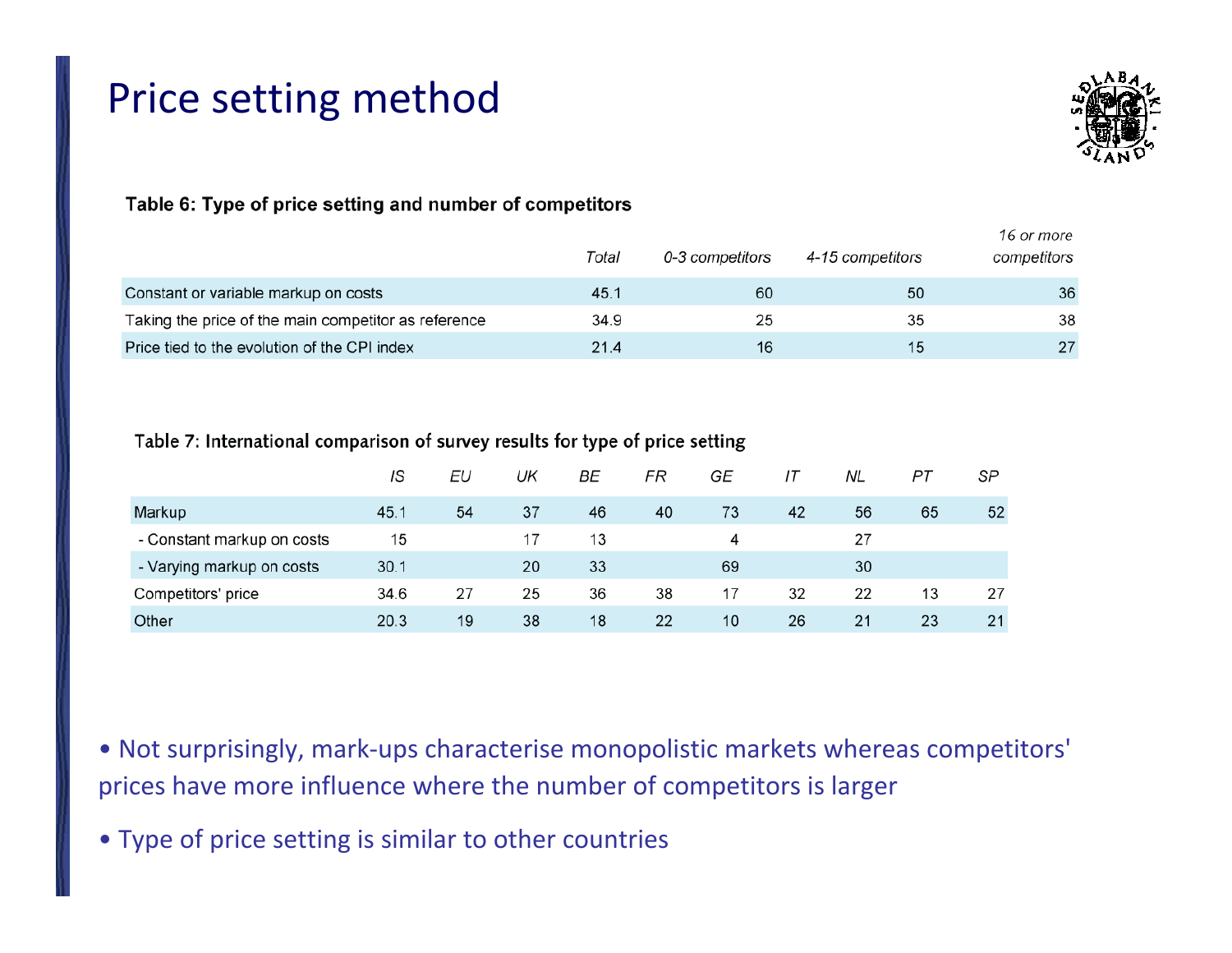# Price setting method

**Table 6: Type of price setting and number of competitors**

| | *Total* | *0-3 competitors* | *4-15 competitors* | *16 or more competitors* |
|---|---|---|---|---|
| Constant or variable markup on costs | 45.1 | 60 | 50 | 36 |
| Taking the price of the main competitor as reference | 34.9 | 25 | 35 | 38 |
| Price tied to the evolution of the CPI index | 21.4 | 16 | 15 | 27 |

**Table 7: International comparison of survey results for type of price setting**

| | *IS* | *EU* | *UK* | *BE* | *FR* | *GE* | *IT* | *NL* | *PT* | *SP* |
|---|---|---|---|---|---|---|---|---|---|---|
| Markup | 45.1 | 54 | 37 | 46 | 40 | 73 | 42 | 56 | 65 | 52 |
| - Constant markup on costs | 15 | | 17 | 13 | | 4 | | 27 | | |
| - Varying markup on costs | 30.1 | | 20 | 33 | | 69 | | 30 | | |
| Competitors' price | 34.6 | 27 | 25 | 36 | 38 | 17 | 32 | 22 | 13 | 27 |
| Other | 20.3 | 19 | 38 | 18 | 22 | 10 | 26 | 21 | 23 | 21 |

- Not surprisingly, mark-ups characterise monopolistic markets whereas competitors' prices have more influence where the number of competitors is larger
- Type of price setting is similar to other countries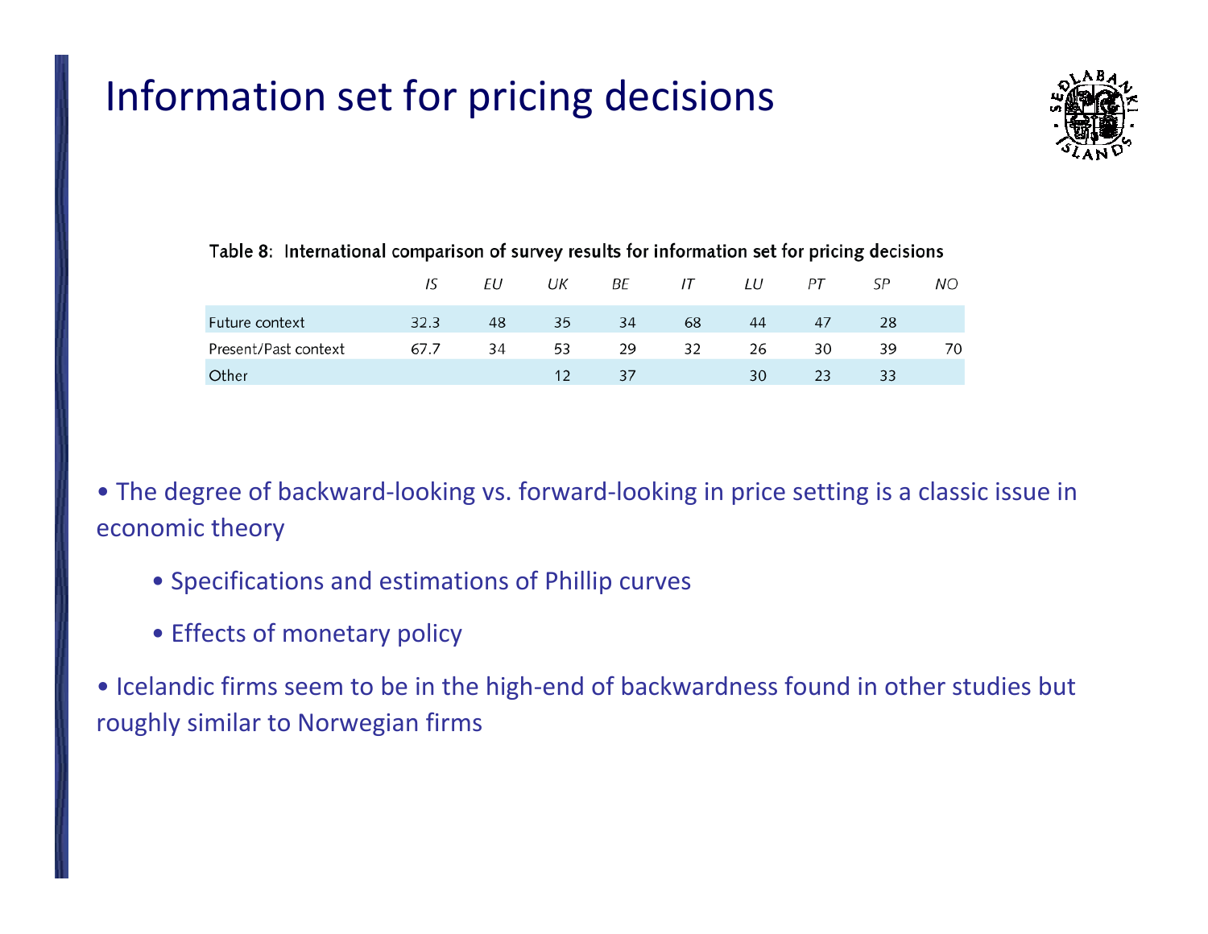# Information set for pricing decisions

Table 8: International comparison of survey results for information set for pricing decisions

| | IS | EU | UK | BE | IT | LU | PT | SP | NO |
|---|---|---|---|---|---|---|---|---|---|
| Future context | 32.3 | 48 | 35 | 34 | 68 | 44 | 47 | 28 | |
| Present/Past context | 67.7 | 34 | 53 | 29 | 32 | 26 | 30 | 39 | 70 |
| Other | | | 12 | 37 | | 30 | 23 | 33 | |

- The degree of backward-looking vs. forward-looking in price setting is a classic issue in economic theory
  - Specifications and estimations of Phillip curves
  - Effects of monetary policy
- Icelandic firms seem to be in the high-end of backwardness found in other studies but roughly similar to Norwegian firms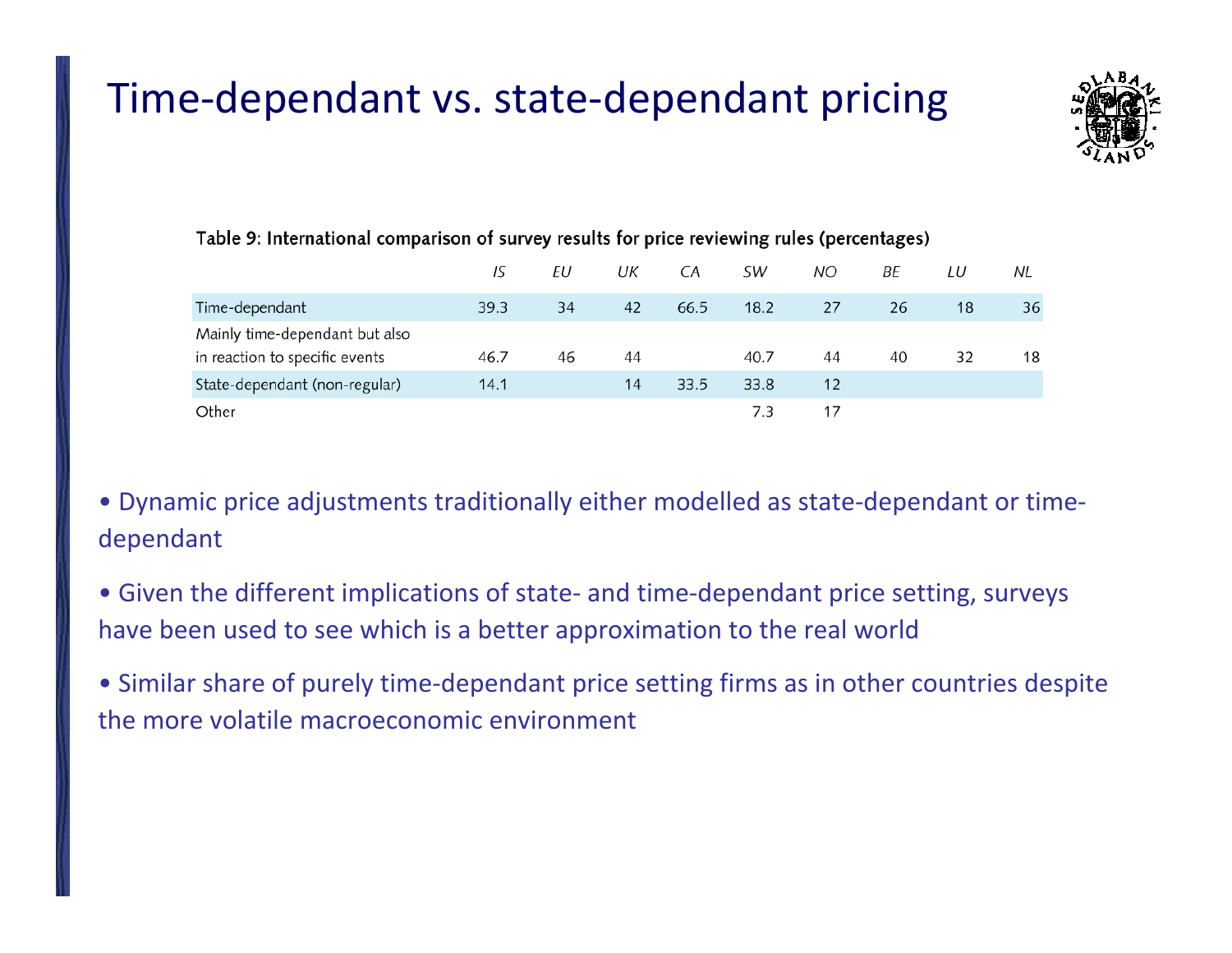# Time-dependant vs. state-dependant pricing

Table 9: International comparison of survey results for price reviewing rules (percentages)

| | *IS* | *EU* | *UK* | *CA* | *SW* | *NO* | *BE* | *LU* | *NL* |
|---|---|---|---|---|---|---|---|---|---|
| Time-dependant | 39.3 | 34 | 42 | 66.5 | 18.2 | 27 | 26 | 18 | 36 |
| Mainly time-dependant but also in reaction to specific events | 46.7 | 46 | 44 | | 40.7 | 44 | 40 | 32 | 18 |
| State-dependant (non-regular) | 14.1 | | 14 | 33.5 | 33.8 | 12 | | | |
| Other | | | | | 7.3 | 17 | | | |

- Dynamic price adjustments traditionally either modelled as state-dependant or time-dependant
- Given the different implications of state- and time-dependant price setting, surveys have been used to see which is a better approximation to the real world
- Similar share of purely time-dependant price setting firms as in other countries despite the more volatile macroeconomic environment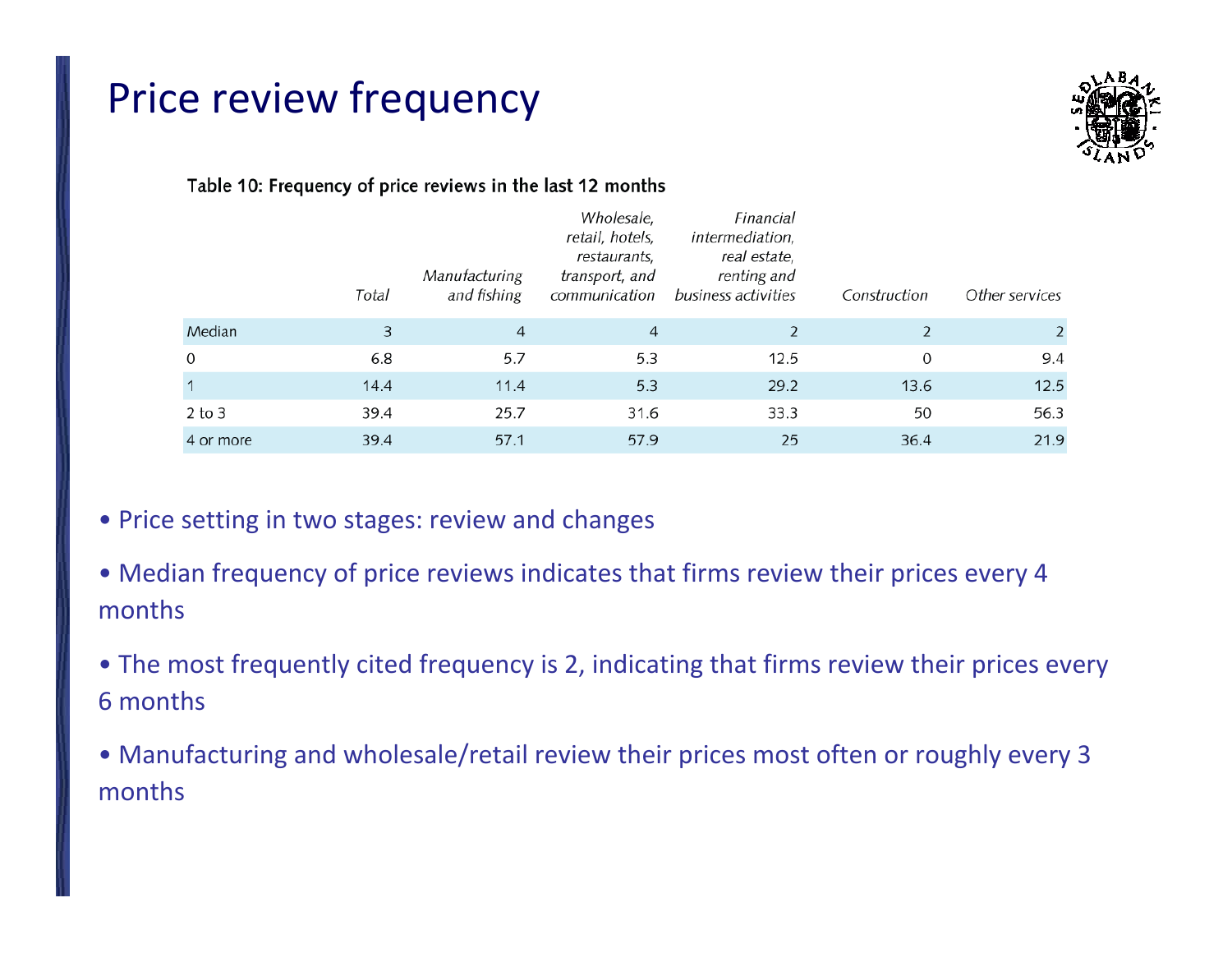# Price review frequency

Table 10: Frequency of price reviews in the last 12 months

| | Total | Manufacturing and fishing | Wholesale, retail, hotels, restaurants, transport, and communication | Financial intermediation, real estate, renting and business activities | Construction | Other services |
|---|---|---|---|---|---|---|
| Median | 3 | 4 | 4 | 2 | 2 | 2 |
| 0 | 6.8 | 5.7 | 5.3 | 12.5 | 0 | 9.4 |
| 1 | 14.4 | 11.4 | 5.3 | 29.2 | 13.6 | 12.5 |
| 2 to 3 | 39.4 | 25.7 | 31.6 | 33.3 | 50 | 56.3 |
| 4 or more | 39.4 | 57.1 | 57.9 | 25 | 36.4 | 21.9 |

- Price setting in two stages: review and changes
- Median frequency of price reviews indicates that firms review their prices every 4 months
- The most frequently cited frequency is 2, indicating that firms review their prices every 6 months
- Manufacturing and wholesale/retail review their prices most often or roughly every 3 months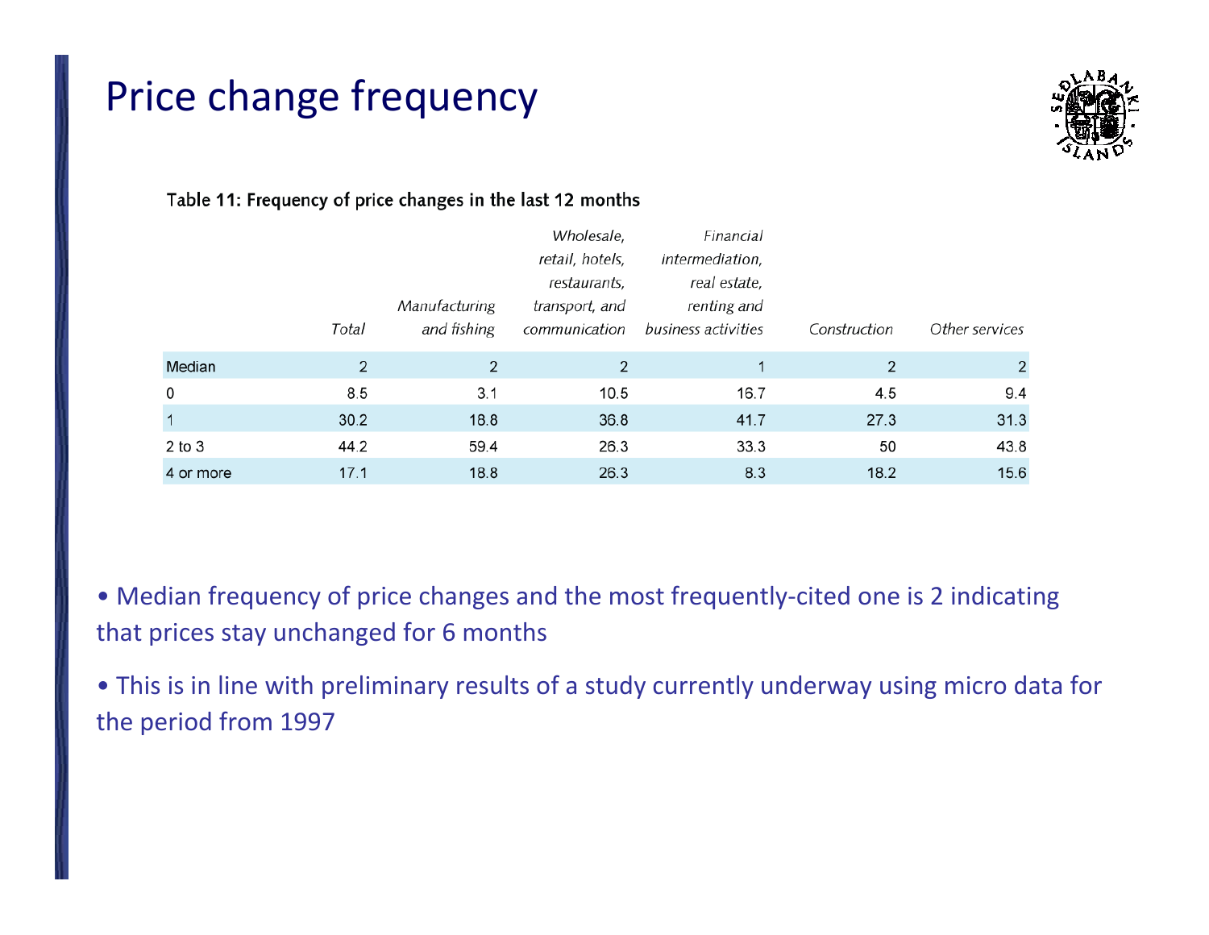# Price change frequency

Table 11: Frequency of price changes in the last 12 months

| | Total | Manufacturing and fishing | Wholesale, retail, hotels, restaurants, transport, and communication | Financial intermediation, real estate, renting and business activities | Construction | Other services |
|---|---|---|---|---|---|---|
| Median | 2 | 2 | 2 | 1 | 2 | 2 |
| 0 | 8.5 | 3.1 | 10.5 | 16.7 | 4.5 | 9.4 |
| 1 | 30.2 | 18.8 | 36.8 | 41.7 | 27.3 | 31.3 |
| 2 to 3 | 44.2 | 59.4 | 26.3 | 33.3 | 50 | 43.8 |
| 4 or more | 17.1 | 18.8 | 26.3 | 8.3 | 18.2 | 15.6 |

- Median frequency of price changes and the most frequently-cited one is 2 indicating that prices stay unchanged for 6 months
- This is in line with preliminary results of a study currently underway using micro data for the period from 1997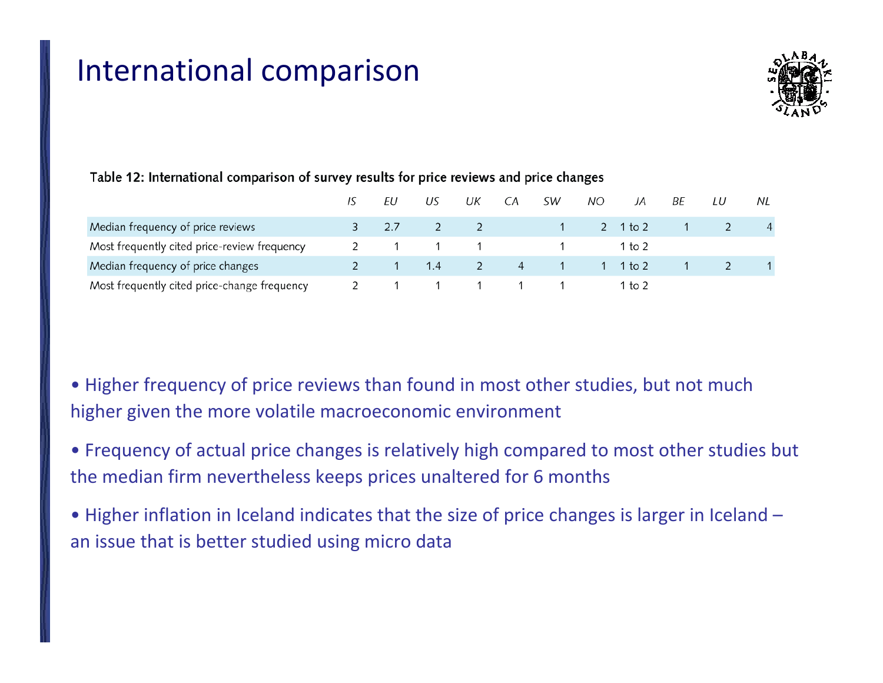# International comparison

**Table 12: International comparison of survey results for price reviews and price changes**

| | *IS* | *EU* | *US* | *UK* | *CA* | *SW* | *NO* | *JA* | *BE* | *LU* | *NL* |
|---|---|---|---|---|---|---|---|---|---|---|---|
| Median frequency of price reviews | 3 | 2.7 | 2 | 2 | | 1 | 2 | 1 to 2 | 1 | 2 | 4 |
| Most frequently cited price-review frequency | 2 | 1 | 1 | 1 | | 1 | | 1 to 2 | | | |
| Median frequency of price changes | 2 | 1 | 1.4 | 2 | 4 | 1 | 1 | 1 to 2 | 1 | 2 | 1 |
| Most frequently cited price-change frequency | 2 | 1 | 1 | 1 | 1 | 1 | | 1 to 2 | | | |

- Higher frequency of price reviews than found in most other studies, but not much higher given the more volatile macroeconomic environment
- Frequency of actual price changes is relatively high compared to most other studies but the median firm nevertheless keeps prices unaltered for 6 months
- Higher inflation in Iceland indicates that the size of price changes is larger in Iceland – an issue that is better studied using micro data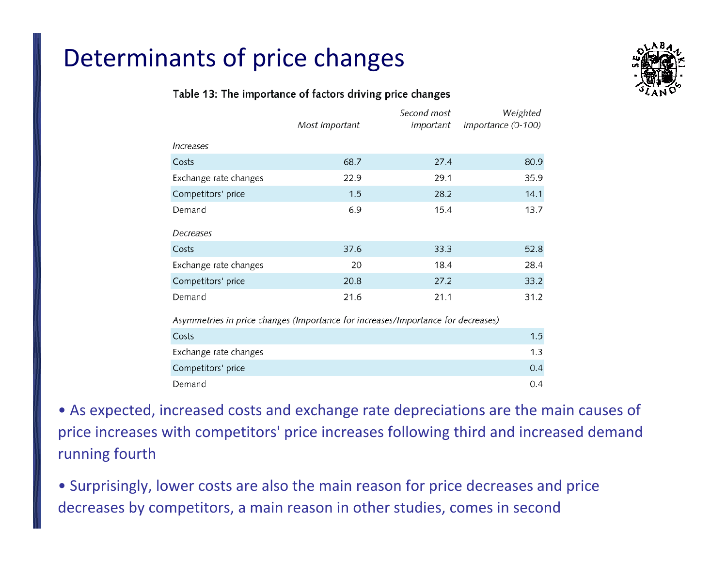# Determinants of price changes

Table 13: The importance of factors driving price changes

| | Most important | Second most important | Weighted importance (0-100) |
|---|---|---|---|
| *Increases* | | | |
| Costs | 68.7 | 27.4 | 80.9 |
| Exchange rate changes | 22.9 | 29.1 | 35.9 |
| Competitors' price | 1.5 | 28.2 | 14.1 |
| Demand | 6.9 | 15.4 | 13.7 |
| *Decreases* | | | |
| Costs | 37.6 | 33.3 | 52.8 |
| Exchange rate changes | 20 | 18.4 | 28.4 |
| Competitors' price | 20.8 | 27.2 | 33.2 |
| Demand | 21.6 | 21.1 | 31.2 |
| *Asymmetries in price changes (Importance for increases/Importance for decreases)* | | | |
| Costs | | | 1.5 |
| Exchange rate changes | | | 1.3 |
| Competitors' price | | | 0.4 |
| Demand | | | 0.4 |

- As expected, increased costs and exchange rate depreciations are the main causes of price increases with competitors' price increases following third and increased demand running fourth
- Surprisingly, lower costs are also the main reason for price decreases and price decreases by competitors, a main reason in other studies, comes in second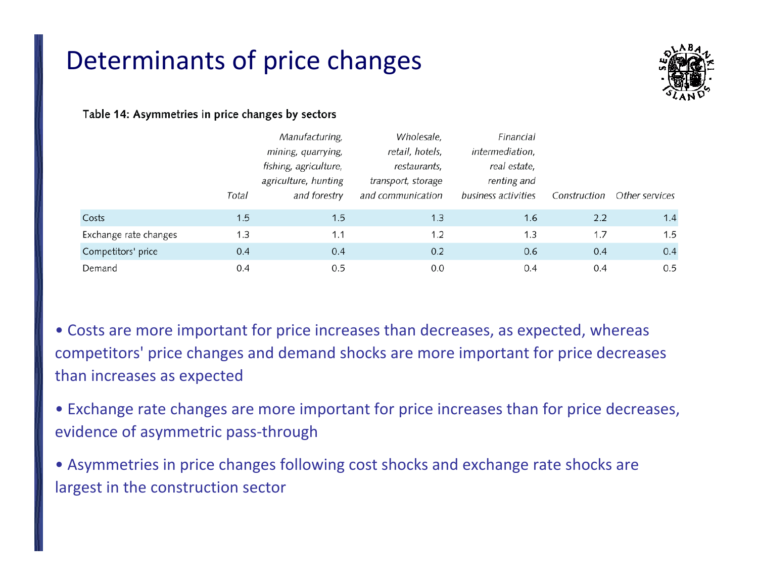# Determinants of price changes

Table 14: Asymmetries in price changes by sectors

| | Total | *Manufacturing, mining, quarrying, fishing, agriculture, agriculture, hunting and forestry* | *Wholesale, retail, hotels, restaurants, transport, storage and communication* | *Financial intermediation, real estate, renting and business activities* | *Construction* | *Other services* |
|---|---|---|---|---|---|---|
| Costs | 1.5 | 1.5 | 1.3 | 1.6 | 2.2 | 1.4 |
| Exchange rate changes | 1.3 | 1.1 | 1.2 | 1.3 | 1.7 | 1.5 |
| Competitors' price | 0.4 | 0.4 | 0.2 | 0.6 | 0.4 | 0.4 |
| Demand | 0.4 | 0.5 | 0.0 | 0.4 | 0.4 | 0.5 |

- Costs are more important for price increases than decreases, as expected, whereas competitors' price changes and demand shocks are more important for price decreases than increases as expected
- Exchange rate changes are more important for price increases than for price decreases, evidence of asymmetric pass-through
- Asymmetries in price changes following cost shocks and exchange rate shocks are largest in the construction sector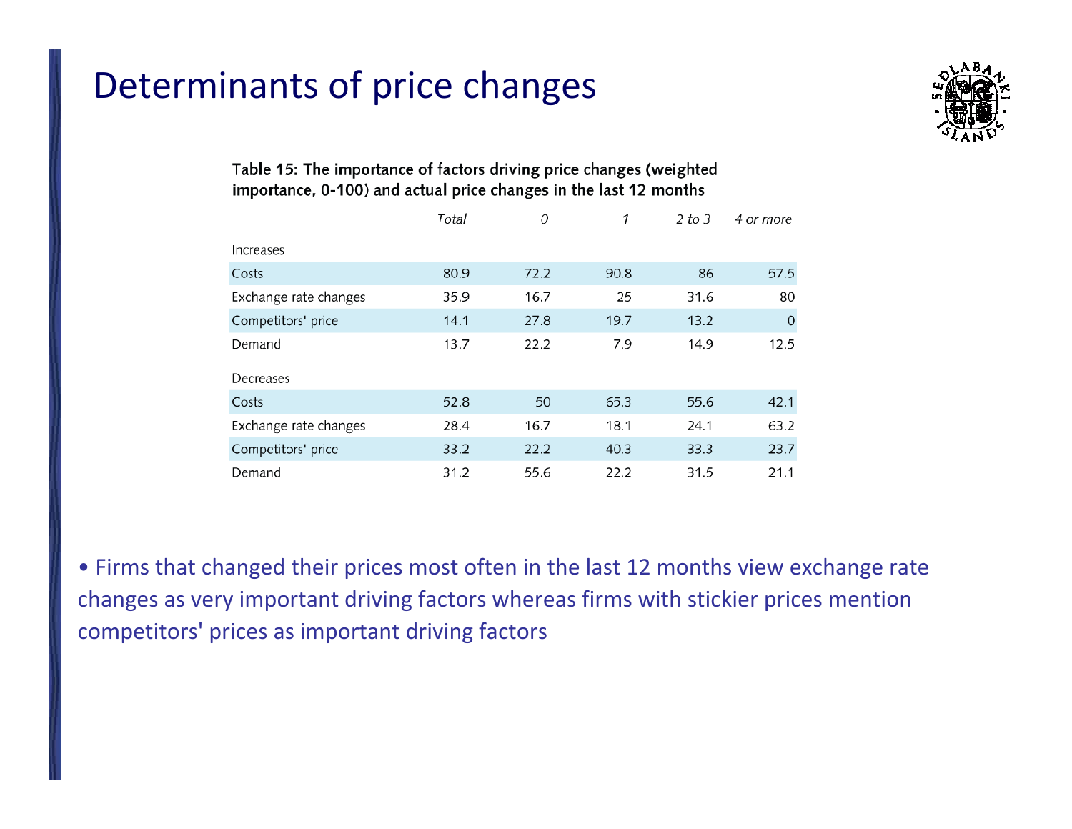# Determinants of price changes

Table 15: The importance of factors driving price changes (weighted importance, 0-100) and actual price changes in the last 12 months

| | *Total* | *0* | *1* | *2 to 3* | *4 or more* |
|---|---|---|---|---|---|
| Increases | | | | | |
| Costs | 80.9 | 72.2 | 90.8 | 86 | 57.5 |
| Exchange rate changes | 35.9 | 16.7 | 25 | 31.6 | 80 |
| Competitors' price | 14.1 | 27.8 | 19.7 | 13.2 | 0 |
| Demand | 13.7 | 22.2 | 7.9 | 14.9 | 12.5 |
| Decreases | | | | | |
| Costs | 52.8 | 50 | 65.3 | 55.6 | 42.1 |
| Exchange rate changes | 28.4 | 16.7 | 18.1 | 24.1 | 63.2 |
| Competitors' price | 33.2 | 22.2 | 40.3 | 33.3 | 23.7 |
| Demand | 31.2 | 55.6 | 22.2 | 31.5 | 21.1 |

- Firms that changed their prices most often in the last 12 months view exchange rate changes as very important driving factors whereas firms with stickier prices mention competitors' prices as important driving factors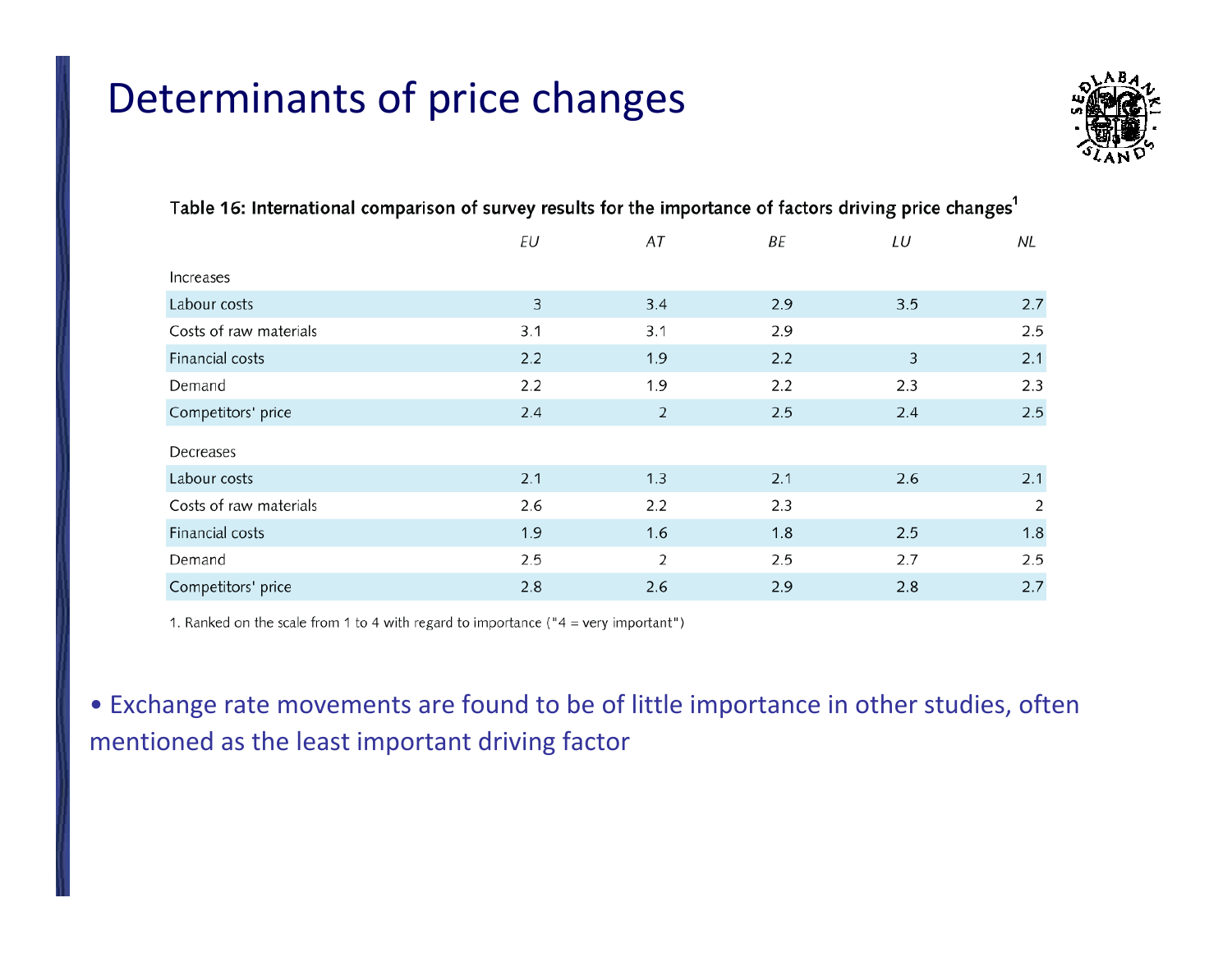# Determinants of price changes

Table 16: International comparison of survey results for the importance of factors driving price changes[1]

| | EU | AT | BE | LU | NL |
|---|---|---|---|---|---|
| Increases | | | | | |
| Labour costs | 3 | 3.4 | 2.9 | 3.5 | 2.7 |
| Costs of raw materials | 3.1 | 3.1 | 2.9 | | 2.5 |
| Financial costs | 2.2 | 1.9 | 2.2 | 3 | 2.1 |
| Demand | 2.2 | 1.9 | 2.2 | 2.3 | 2.3 |
| Competitors' price | 2.4 | 2 | 2.5 | 2.4 | 2.5 |
| Decreases | | | | | |
| Labour costs | 2.1 | 1.3 | 2.1 | 2.6 | 2.1 |
| Costs of raw materials | 2.6 | 2.2 | 2.3 | | 2 |
| Financial costs | 1.9 | 1.6 | 1.8 | 2.5 | 1.8 |
| Demand | 2.5 | 2 | 2.5 | 2.7 | 2.5 |
| Competitors' price | 2.8 | 2.6 | 2.9 | 2.8 | 2.7 |

1. Ranked on the scale from 1 to 4 with regard to importance ("4 = very important")

- Exchange rate movements are found to be of little importance in other studies, often mentioned as the least important driving factor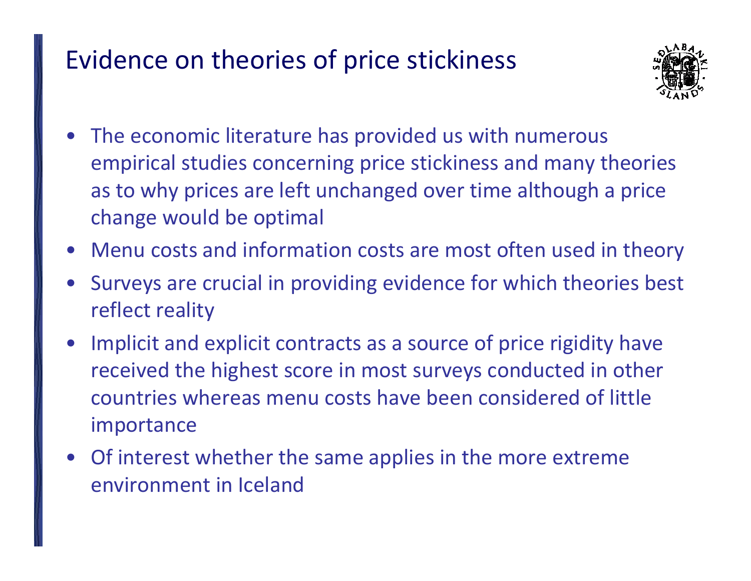# Evidence on theories of price stickiness

- The economic literature has provided us with numerous empirical studies concerning price stickiness and many theories as to why prices are left unchanged over time although a price change would be optimal
- Menu costs and information costs are most often used in theory
- Surveys are crucial in providing evidence for which theories best reflect reality
- Implicit and explicit contracts as a source of price rigidity have received the highest score in most surveys conducted in other countries whereas menu costs have been considered of little importance
- Of interest whether the same applies in the more extreme environment in Iceland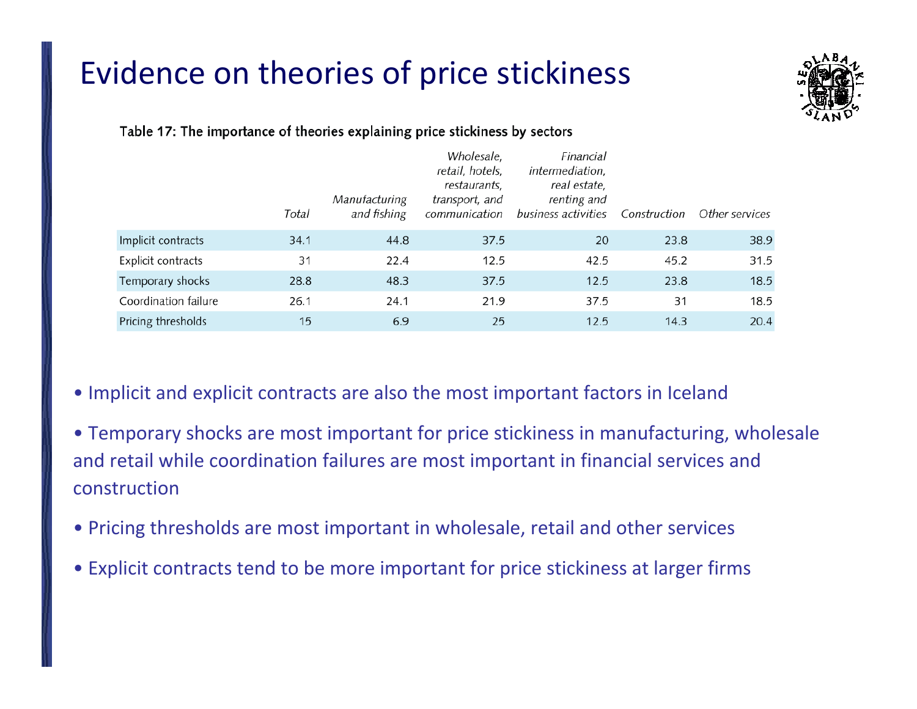# Evidence on theories of price stickiness

Table 17: The importance of theories explaining price stickiness by sectors

| | Total | Manufacturing and fishing | Wholesale, retail, hotels, restaurants, transport, and communication | Financial intermediation, real estate, renting and business activities | Construction | Other services |
|---|---|---|---|---|---|---|
| Implicit contracts | 34.1 | 44.8 | 37.5 | 20 | 23.8 | 38.9 |
| Explicit contracts | 31 | 22.4 | 12.5 | 42.5 | 45.2 | 31.5 |
| Temporary shocks | 28.8 | 48.3 | 37.5 | 12.5 | 23.8 | 18.5 |
| Coordination failure | 26.1 | 24.1 | 21.9 | 37.5 | 31 | 18.5 |
| Pricing thresholds | 15 | 6.9 | 25 | 12.5 | 14.3 | 20.4 |

- Implicit and explicit contracts are also the most important factors in Iceland
- Temporary shocks are most important for price stickiness in manufacturing, wholesale and retail while coordination failures are most important in financial services and construction
- Pricing thresholds are most important in wholesale, retail and other services
- Explicit contracts tend to be more important for price stickiness at larger firms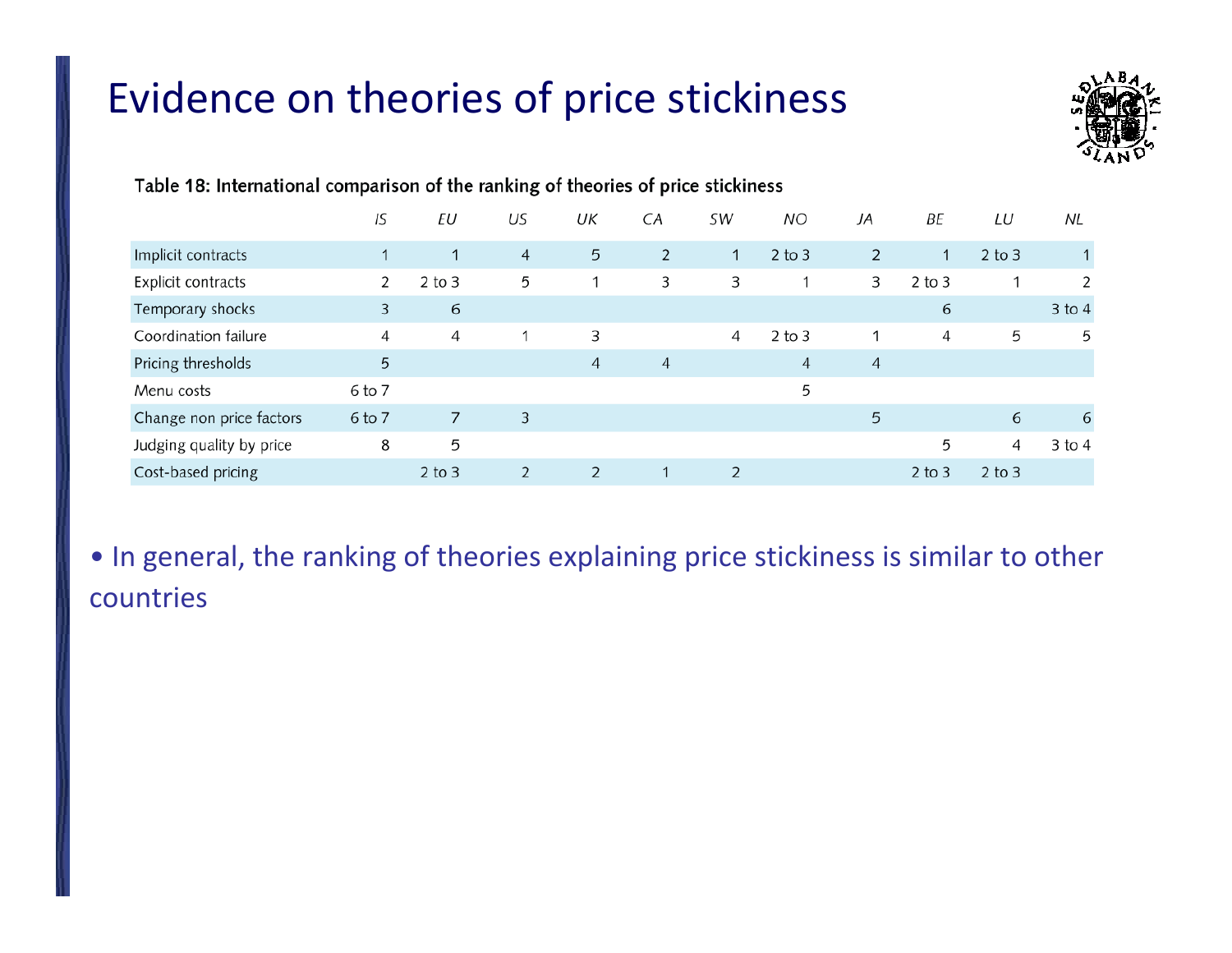# Evidence on theories of price stickiness

**Table 18: International comparison of the ranking of theories of price stickiness**

| | *IS* | *EU* | *US* | *UK* | *CA* | *SW* | *NO* | *JA* | *BE* | *LU* | *NL* |
|---|---|---|---|---|---|---|---|---|---|---|---|
| Implicit contracts | 1 | 1 | 4 | 5 | 2 | 1 | 2 to 3 | 2 | 1 | 2 to 3 | 1 |
| Explicit contracts | 2 | 2 to 3 | 5 | 1 | 3 | 3 | 1 | 3 | 2 to 3 | 1 | 2 |
| Temporary shocks | 3 | 6 | | | | | | | 6 | | 3 to 4 |
| Coordination failure | 4 | 4 | 1 | 3 | | 4 | 2 to 3 | 1 | 4 | 5 | 5 |
| Pricing thresholds | 5 | | | 4 | 4 | | 4 | 4 | | | |
| Menu costs | 6 to 7 | | | | | | 5 | | | | |
| Change non price factors | 6 to 7 | 7 | 3 | | | | | 5 | | 6 | 6 |
| Judging quality by price | 8 | 5 | | | | | | | 5 | 4 | 3 to 4 |
| Cost-based pricing | | 2 to 3 | 2 | 2 | 1 | 2 | | | 2 to 3 | 2 to 3 | |

- In general, the ranking of theories explaining price stickiness is similar to other countries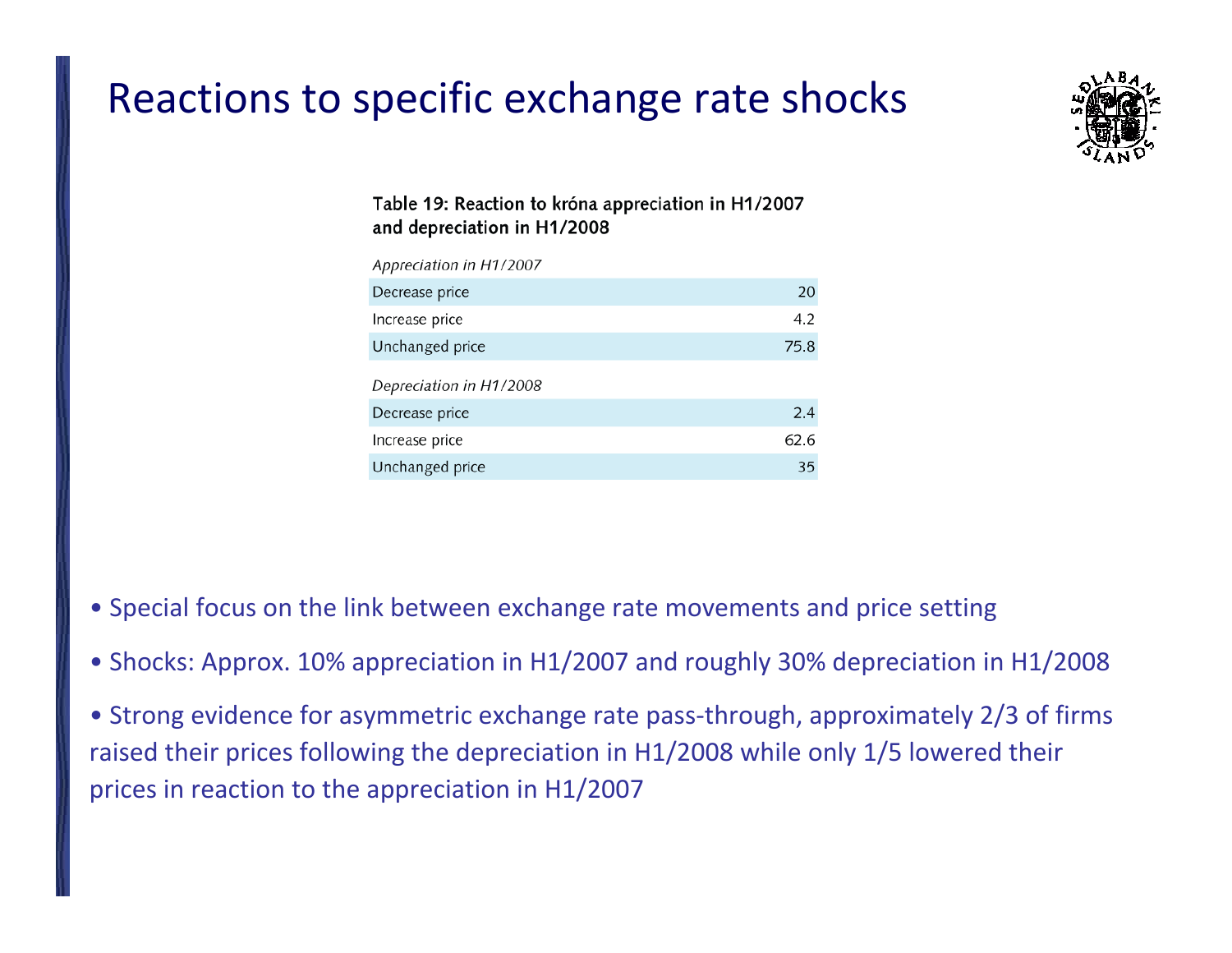# Reactions to specific exchange rate shocks

Table 19: Reaction to króna appreciation in H1/2007 and depreciation in H1/2008

| | |
|---|---|
| *Appreciation in H1/2007* | |
| Decrease price | 20 |
| Increase price | 4.2 |
| Unchanged price | 75.8 |
| *Depreciation in H1/2008* | |
| Decrease price | 2.4 |
| Increase price | 62.6 |
| Unchanged price | 35 |

- Special focus on the link between exchange rate movements and price setting
- Shocks: Approx. 10% appreciation in H1/2007 and roughly 30% depreciation in H1/2008
- Strong evidence for asymmetric exchange rate pass-through, approximately 2/3 of firms raised their prices following the depreciation in H1/2008 while only 1/5 lowered their prices in reaction to the appreciation in H1/2007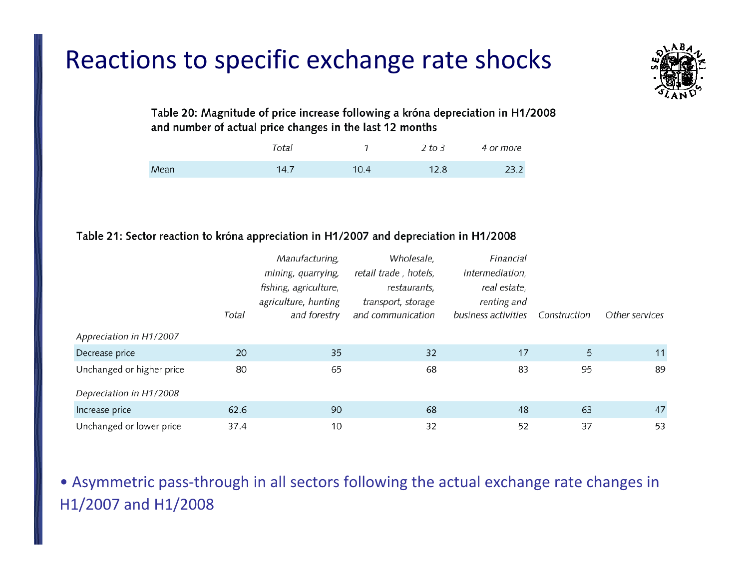# Reactions to specific exchange rate shocks

Table 20: Magnitude of price increase following a króna depreciation in H1/2008 and number of actual price changes in the last 12 months

| | *Total* | *1* | *2 to 3* | *4 or more* |
|---|---|---|---|---|
| Mean | 14.7 | 10.4 | 12.8 | 23.2 |

Table 21: Sector reaction to króna appreciation in H1/2007 and depreciation in H1/2008

| | *Total* | *Manufacturing, mining, quarrying, fishing, agriculture, agriculture, hunting and forestry* | *Wholesale, retail trade , hotels, restaurants, transport, storage and communication* | *Financial intermediation, real estate, renting and business activities* | *Construction* | *Other services* |
|---|---|---|---|---|---|---|
| *Appreciation in H1/2007* | | | | | | |
| Decrease price | 20 | 35 | 32 | 17 | 5 | 11 |
| Unchanged or higher price | 80 | 65 | 68 | 83 | 95 | 89 |
| *Depreciation in H1/2008* | | | | | | |
| Increase price | 62.6 | 90 | 68 | 48 | 63 | 47 |
| Unchanged or lower price | 37.4 | 10 | 32 | 52 | 37 | 53 |

- Asymmetric pass-through in all sectors following the actual exchange rate changes in H1/2007 and H1/2008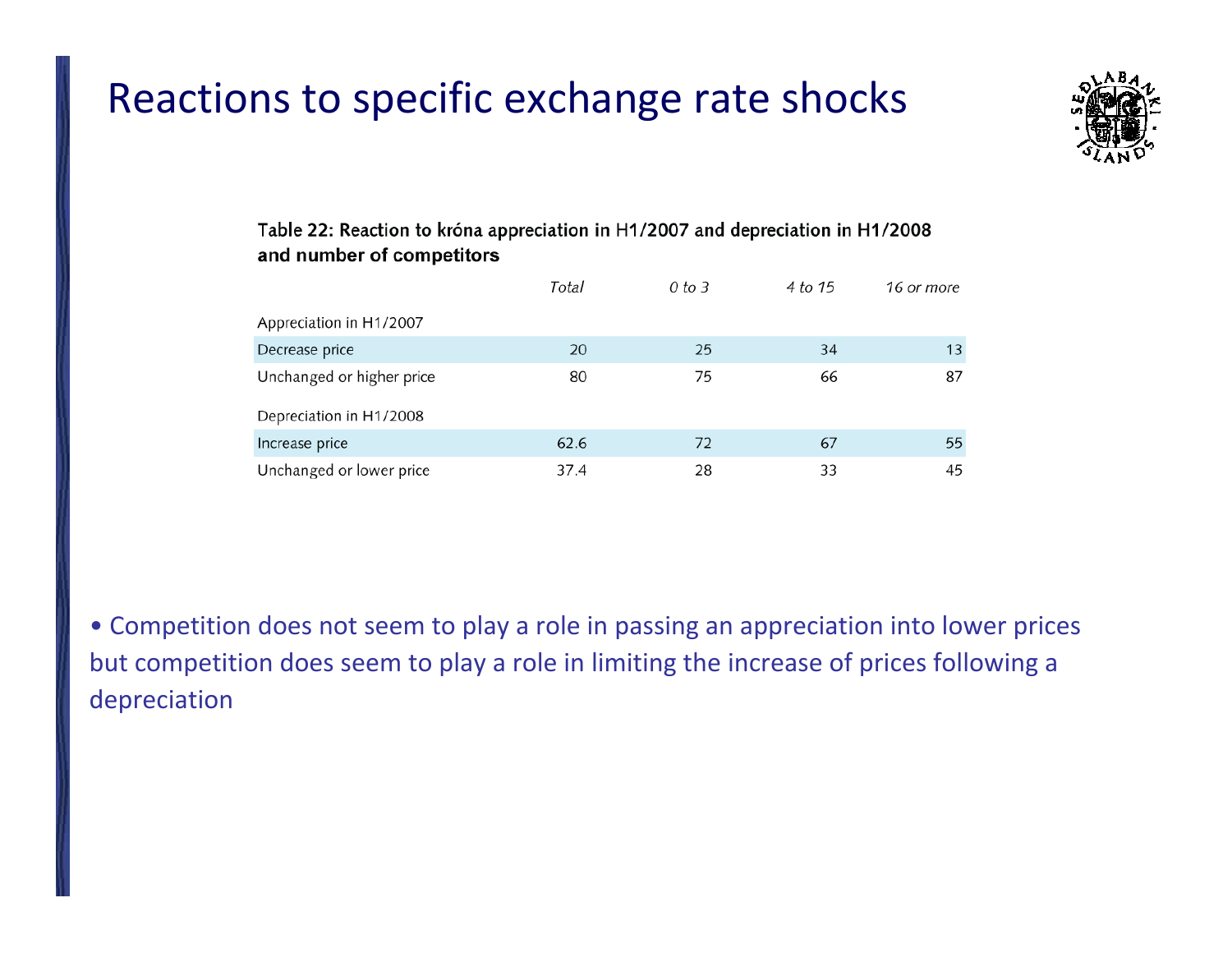# Reactions to specific exchange rate shocks

**Table 22: Reaction to króna appreciation in H1/2007 and depreciation in H1/2008 and number of competitors**

| | *Total* | *0 to 3* | *4 to 15* | *16 or more* |
|---|---|---|---|---|
| Appreciation in H1/2007 | | | | |
| Decrease price | 20 | 25 | 34 | 13 |
| Unchanged or higher price | 80 | 75 | 66 | 87 |
| Depreciation in H1/2008 | | | | |
| Increase price | 62.6 | 72 | 67 | 55 |
| Unchanged or lower price | 37.4 | 28 | 33 | 45 |

- Competition does not seem to play a role in passing an appreciation into lower prices but competition does seem to play a role in limiting the increase of prices following a depreciation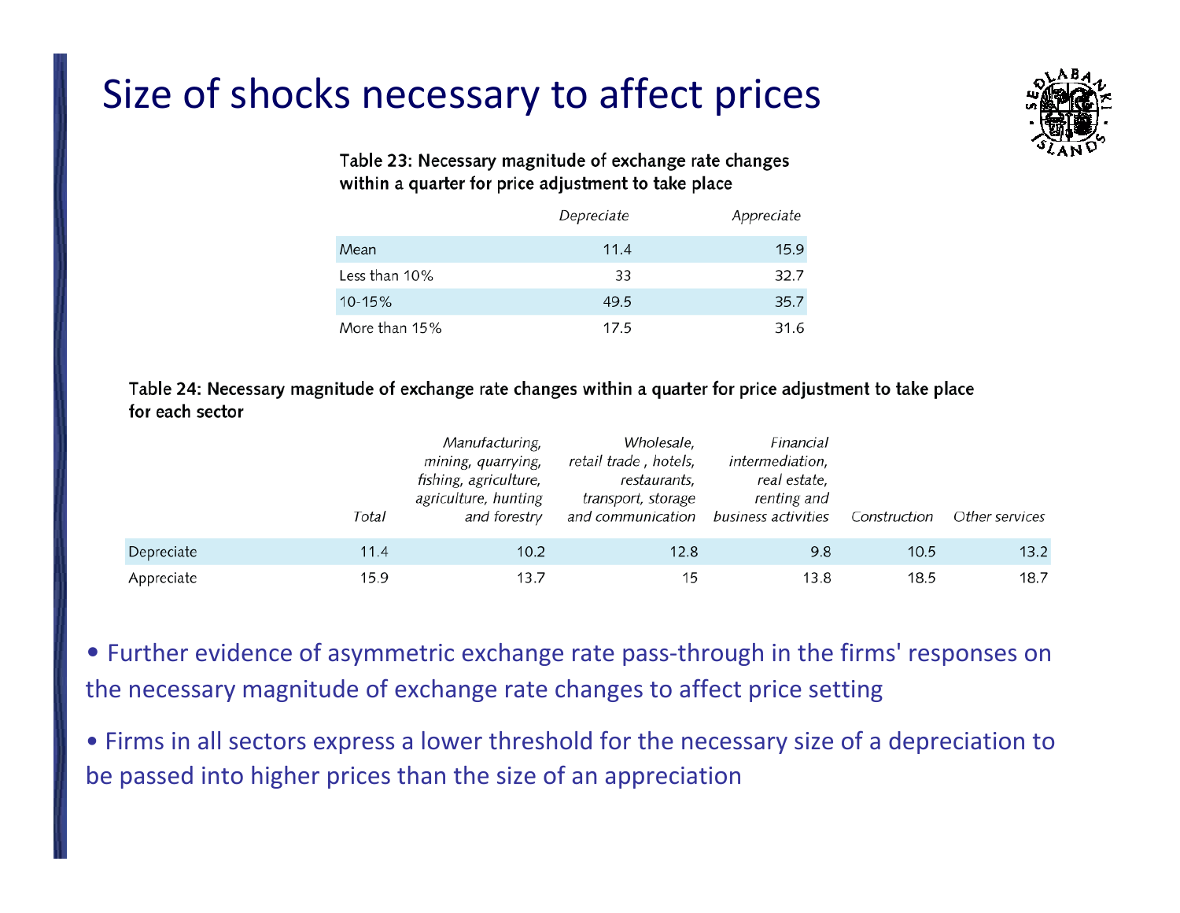# Size of shocks necessary to affect prices

**Table 23: Necessary magnitude of exchange rate changes within a quarter for price adjustment to take place**

| | *Depreciate* | *Appreciate* |
|---|---|---|
| Mean | 11.4 | 15.9 |
| Less than 10% | 33 | 32.7 |
| 10-15% | 49.5 | 35.7 |
| More than 15% | 17.5 | 31.6 |

**Table 24: Necessary magnitude of exchange rate changes within a quarter for price adjustment to take place for each sector**

| | *Total* | *Manufacturing, mining, quarrying, fishing, agriculture, agriculture, hunting and forestry* | *Wholesale, retail trade , hotels, restaurants, transport, storage and communication* | *Financial intermediation, real estate, renting and business activities* | *Construction* | *Other services* |
|---|---|---|---|---|---|---|
| Depreciate | 11.4 | 10.2 | 12.8 | 9.8 | 10.5 | 13.2 |
| Appreciate | 15.9 | 13.7 | 15 | 13.8 | 18.5 | 18.7 |

- Further evidence of asymmetric exchange rate pass-through in the firms' responses on the necessary magnitude of exchange rate changes to affect price setting
- Firms in all sectors express a lower threshold for the necessary size of a depreciation to be passed into higher prices than the size of an appreciation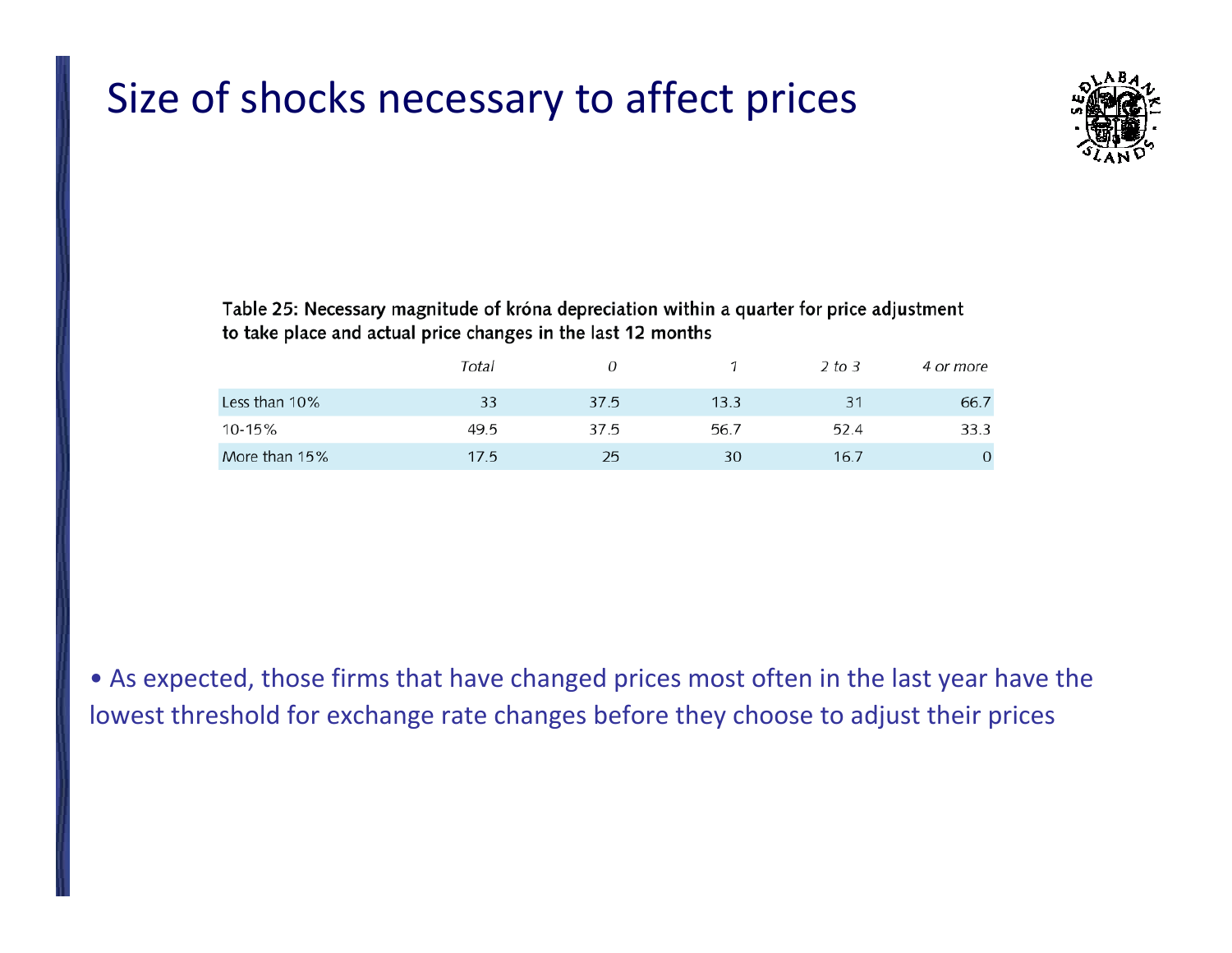# Size of shocks necessary to affect prices

**Table 25: Necessary magnitude of króna depreciation within a quarter for price adjustment to take place and actual price changes in the last 12 months**

| | *Total* | *0* | *1* | *2 to 3* | *4 or more* |
|---|---|---|---|---|---|
| Less than 10% | 33 | 37.5 | 13.3 | 31 | 66.7 |
| 10-15% | 49.5 | 37.5 | 56.7 | 52.4 | 33.3 |
| More than 15% | 17.5 | 25 | 30 | 16.7 | 0 |

- As expected, those firms that have changed prices most often in the last year have the lowest threshold for exchange rate changes before they choose to adjust their prices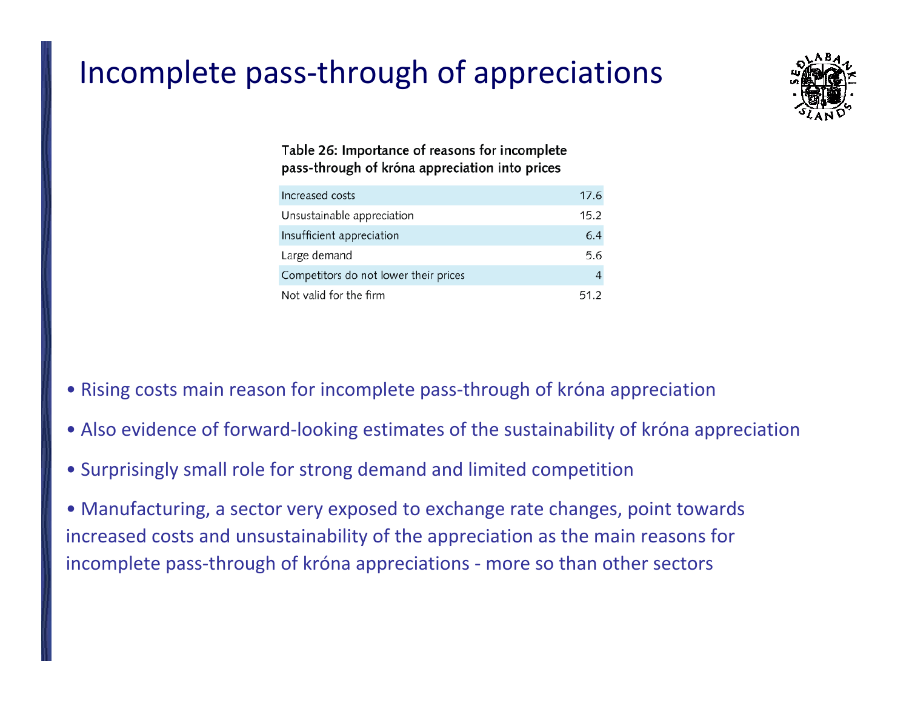# Incomplete pass-through of appreciations

Table 26: Importance of reasons for incomplete pass-through of króna appreciation into prices

| | |
|---|---|
| Increased costs | 17.6 |
| Unsustainable appreciation | 15.2 |
| Insufficient appreciation | 6.4 |
| Large demand | 5.6 |
| Competitors do not lower their prices | 4 |
| Not valid for the firm | 51.2 |

- Rising costs main reason for incomplete pass-through of króna appreciation
- Also evidence of forward-looking estimates of the sustainability of króna appreciation
- Surprisingly small role for strong demand and limited competition
- Manufacturing, a sector very exposed to exchange rate changes, point towards increased costs and unsustainability of the appreciation as the main reasons for incomplete pass-through of króna appreciations - more so than other sectors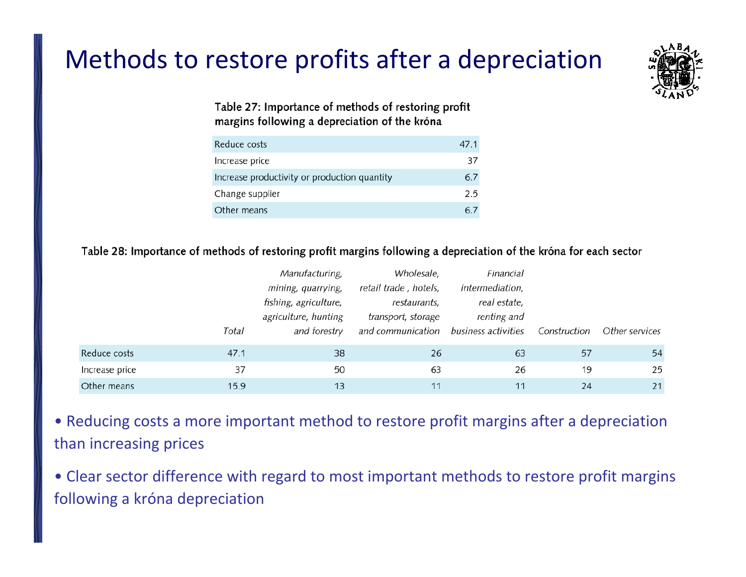# Methods to restore profits after a depreciation

Table 27: Importance of methods of restoring profit margins following a depreciation of the króna

| | |
|---|---|
| Reduce costs | 47.1 |
| Increase price | 37 |
| Increase productivity or production quantity | 6.7 |
| Change supplier | 2.5 |
| Other means | 6.7 |

Table 28: Importance of methods of restoring profit margins following a depreciation of the króna for each sector

| | *Total* | *Manufacturing, mining, quarrying, fishing, agriculture, agriculture, hunting and forestry* | *Wholesale, retail trade , hotels, restaurants, transport, storage and communication* | *Financial intermediation, real estate, renting and business activities* | *Construction* | *Other services* |
|---|---|---|---|---|---|---|
| Reduce costs | 47.1 | 38 | 26 | 63 | 57 | 54 |
| Increase price | 37 | 50 | 63 | 26 | 19 | 25 |
| Other means | 15.9 | 13 | 11 | 11 | 24 | 21 |

- Reducing costs a more important method to restore profit margins after a depreciation than increasing prices
- Clear sector difference with regard to most important methods to restore profit margins following a króna depreciation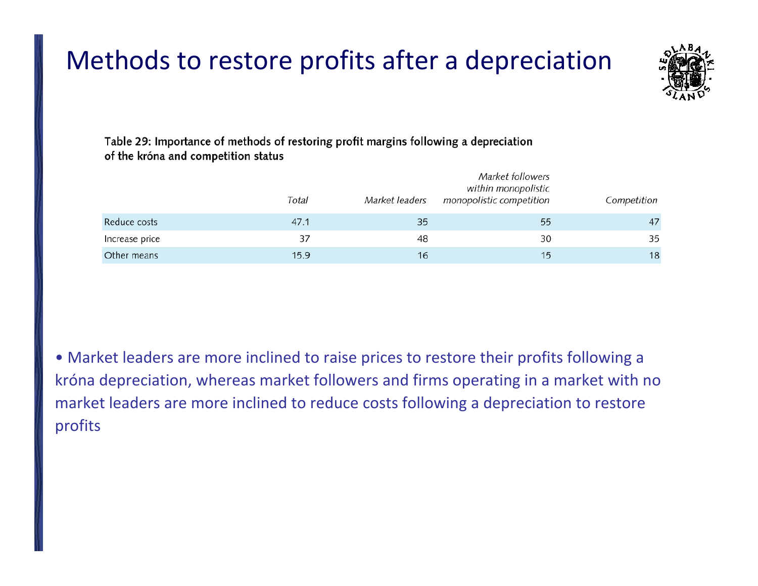# Methods to restore profits after a depreciation

Table 29: Importance of methods of restoring profit margins following a depreciation of the króna and competition status

| | *Total* | *Market leaders* | *Market followers within monopolistic monopolistic competition* | *Competition* |
|---|---|---|---|---|
| Reduce costs | 47.1 | 35 | 55 | 47 |
| Increase price | 37 | 48 | 30 | 35 |
| Other means | 15.9 | 16 | 15 | 18 |

- Market leaders are more inclined to raise prices to restore their profits following a króna depreciation, whereas market followers and firms operating in a market with no market leaders are more inclined to reduce costs following a depreciation to restore profits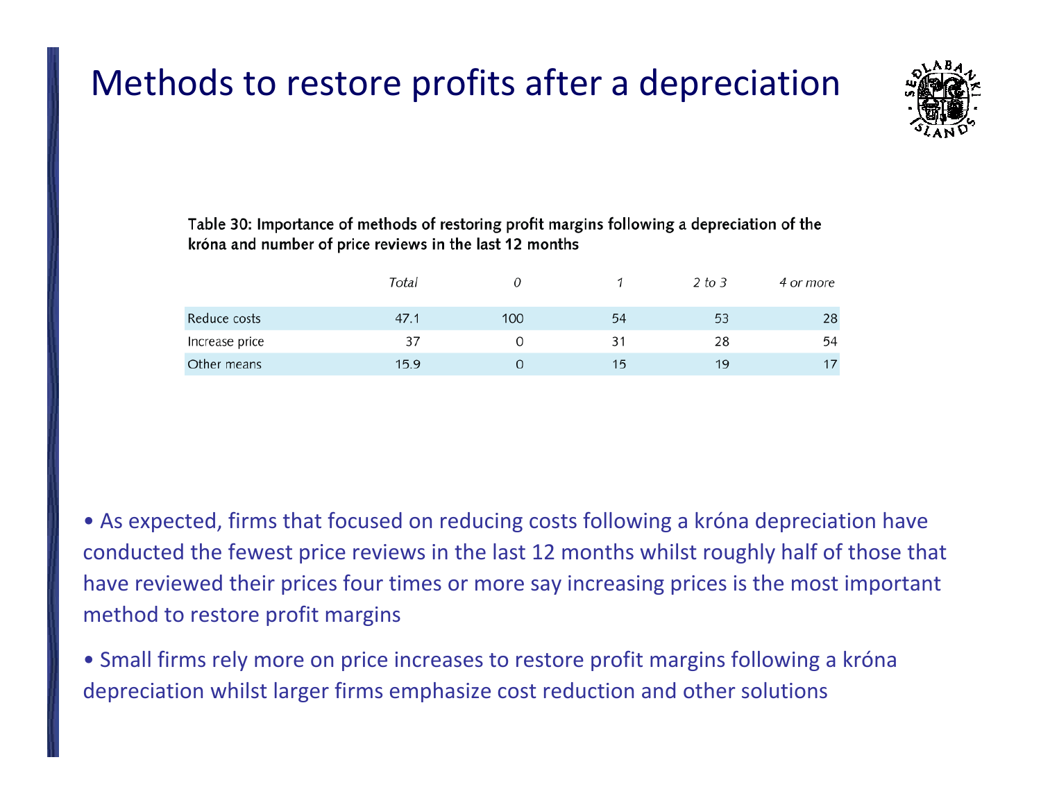# Methods to restore profits after a depreciation

Table 30: Importance of methods of restoring profit margins following a depreciation of the króna and number of price reviews in the last 12 months

| | *Total* | *0* | *1* | *2 to 3* | *4 or more* |
|---|---|---|---|---|---|
| Reduce costs | 47.1 | 100 | 54 | 53 | 28 |
| Increase price | 37 | 0 | 31 | 28 | 54 |
| Other means | 15.9 | 0 | 15 | 19 | 17 |

- As expected, firms that focused on reducing costs following a króna depreciation have conducted the fewest price reviews in the last 12 months whilst roughly half of those that have reviewed their prices four times or more say increasing prices is the most important method to restore profit margins
- Small firms rely more on price increases to restore profit margins following a króna depreciation whilst larger firms emphasize cost reduction and other solutions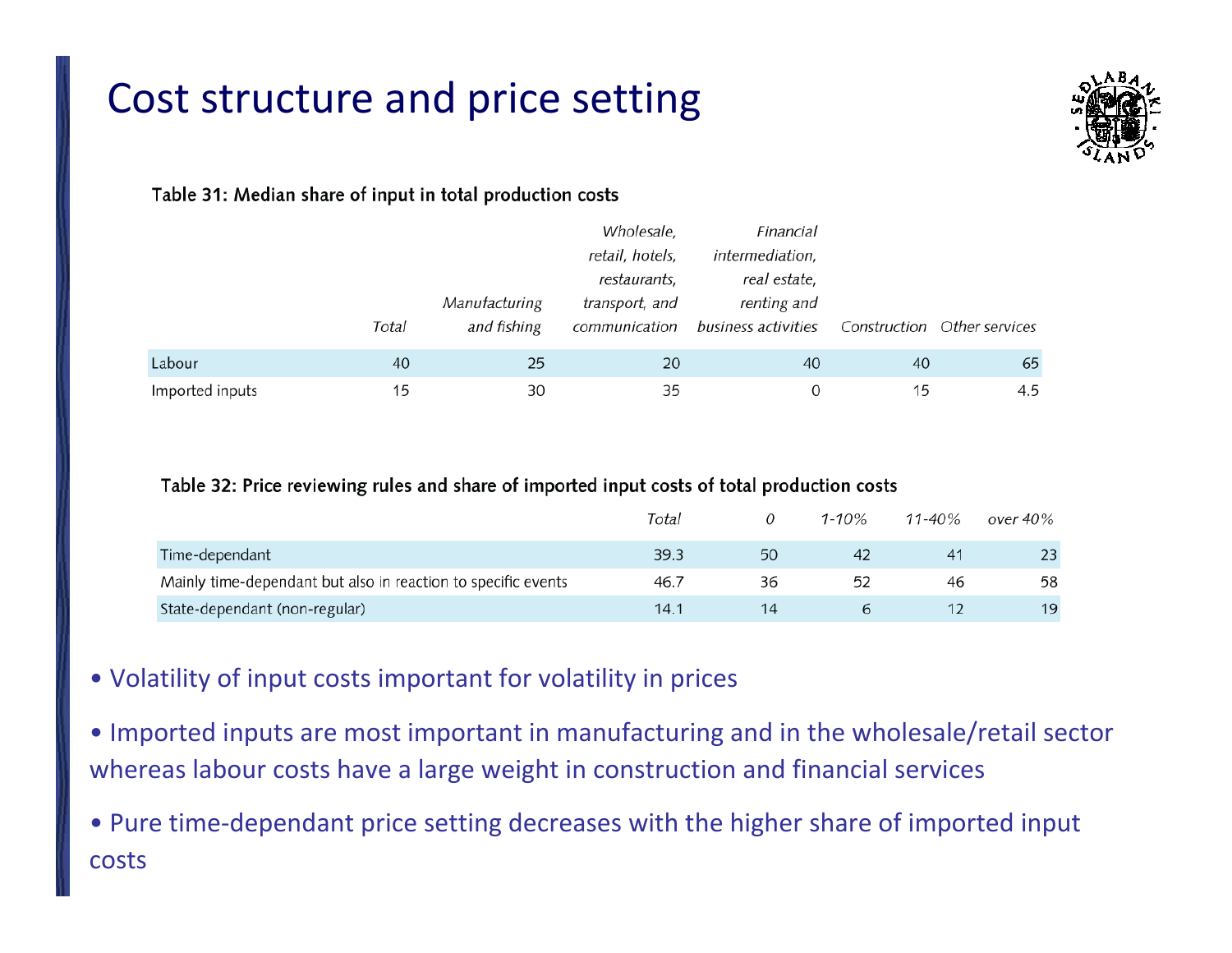# Cost structure and price setting

**Table 31: Median share of input in total production costs**

| | Total | Manufacturing and fishing | Wholesale, retail, hotels, restaurants, transport, and communication | Financial intermediation, real estate, renting and business activities | Construction | Other services |
|---|---|---|---|---|---|---|
| Labour | 40 | 25 | 20 | 40 | 40 | 65 |
| Imported inputs | 15 | 30 | 35 | 0 | 15 | 4.5 |

**Table 32: Price reviewing rules and share of imported input costs of total production costs**

| | Total | 0 | 1-10% | 11-40% | over 40% |
|---|---|---|---|---|---|
| Time-dependant | 39.3 | 50 | 42 | 41 | 23 |
| Mainly time-dependant but also in reaction to specific events | 46.7 | 36 | 52 | 46 | 58 |
| State-dependant (non-regular) | 14.1 | 14 | 6 | 12 | 19 |

- Volatility of input costs important for volatility in prices
- Imported inputs are most important in manufacturing and in the wholesale/retail sector whereas labour costs have a large weight in construction and financial services
- Pure time-dependant price setting decreases with the higher share of imported input costs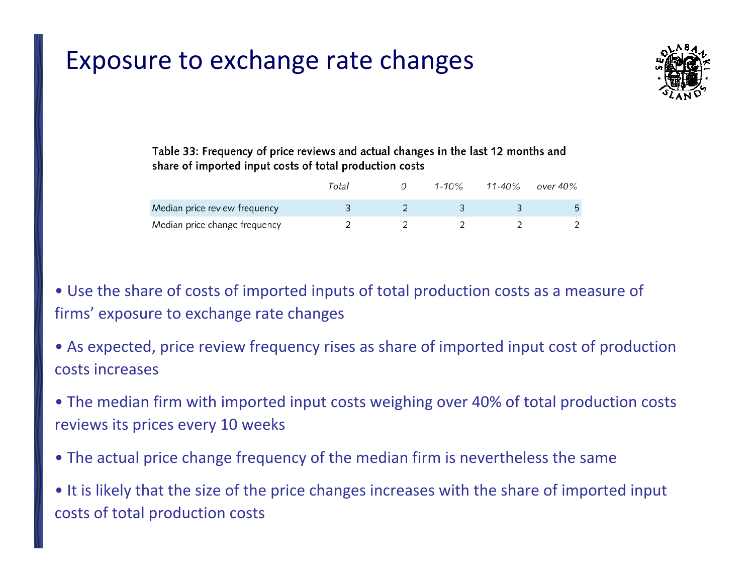# Exposure to exchange rate changes

Table 33: Frequency of price reviews and actual changes in the last 12 months and share of imported input costs of total production costs

| | *Total* | *0* | *1-10%* | *11-40%* | *over 40%* |
|---|---|---|---|---|---|
| Median price review frequency | 3 | 2 | 3 | 3 | 5 |
| Median price change frequency | 2 | 2 | 2 | 2 | 2 |

- Use the share of costs of imported inputs of total production costs as a measure of firms' exposure to exchange rate changes
- As expected, price review frequency rises as share of imported input cost of production costs increases
- The median firm with imported input costs weighing over 40% of total production costs reviews its prices every 10 weeks
- The actual price change frequency of the median firm is nevertheless the same
- It is likely that the size of the price changes increases with the share of imported input costs of total production costs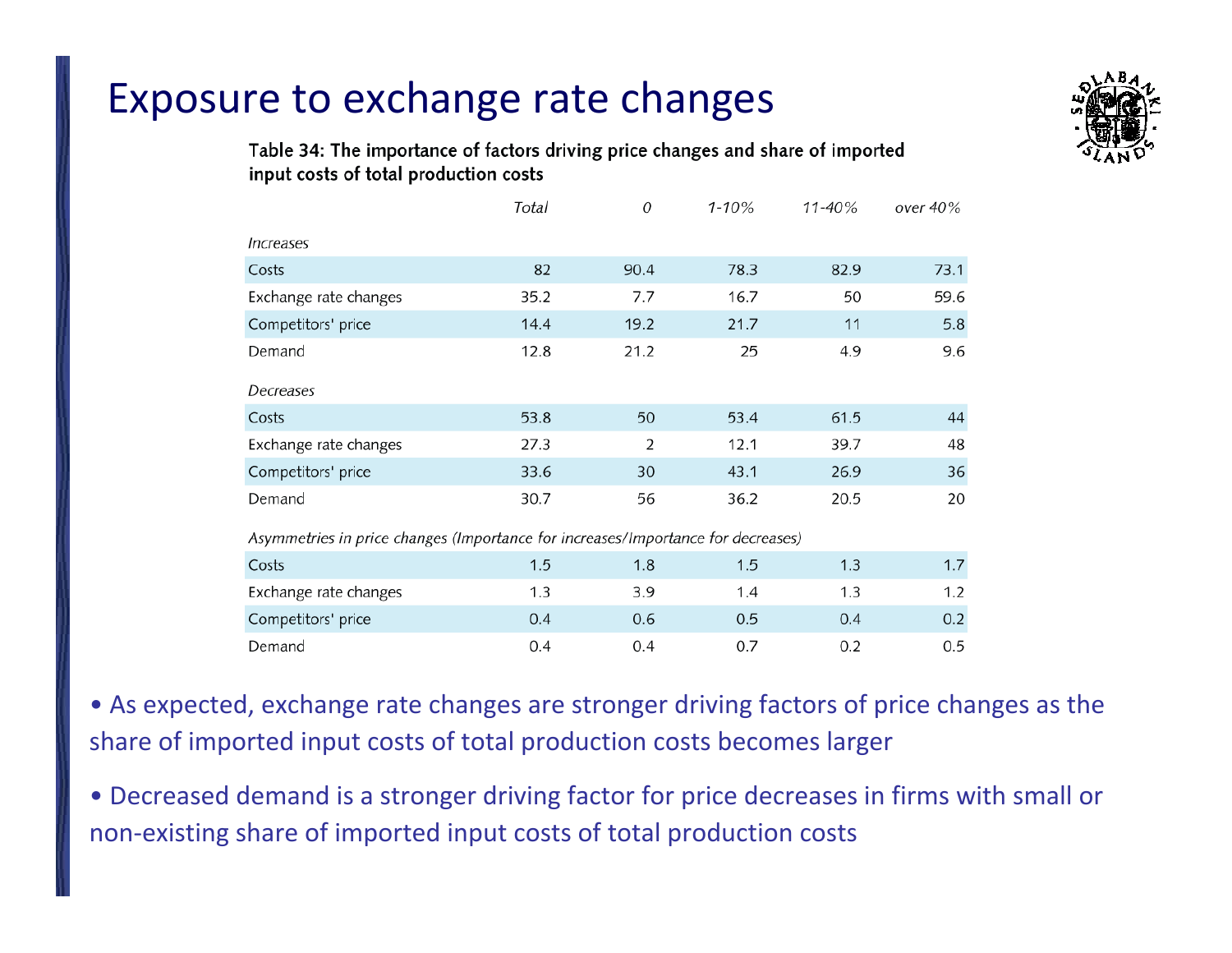# Exposure to exchange rate changes

Table 34: The importance of factors driving price changes and share of imported input costs of total production costs

| | *Total* | *0* | *1-10%* | *11-40%* | *over 40%* |
|---|---|---|---|---|---|
| *Increases* | | | | | |
| Costs | 82 | 90.4 | 78.3 | 82.9 | 73.1 |
| Exchange rate changes | 35.2 | 7.7 | 16.7 | 50 | 59.6 |
| Competitors' price | 14.4 | 19.2 | 21.7 | 11 | 5.8 |
| Demand | 12.8 | 21.2 | 25 | 4.9 | 9.6 |
| *Decreases* | | | | | |
| Costs | 53.8 | 50 | 53.4 | 61.5 | 44 |
| Exchange rate changes | 27.3 | 2 | 12.1 | 39.7 | 48 |
| Competitors' price | 33.6 | 30 | 43.1 | 26.9 | 36 |
| Demand | 30.7 | 56 | 36.2 | 20.5 | 20 |
| *Asymmetries in price changes (Importance for increases/Importance for decreases)* | | | | | |
| Costs | 1.5 | 1.8 | 1.5 | 1.3 | 1.7 |
| Exchange rate changes | 1.3 | 3.9 | 1.4 | 1.3 | 1.2 |
| Competitors' price | 0.4 | 0.6 | 0.5 | 0.4 | 0.2 |
| Demand | 0.4 | 0.4 | 0.7 | 0.2 | 0.5 |

- As expected, exchange rate changes are stronger driving factors of price changes as the share of imported input costs of total production costs becomes larger
- Decreased demand is a stronger driving factor for price decreases in firms with small or non-existing share of imported input costs of total production costs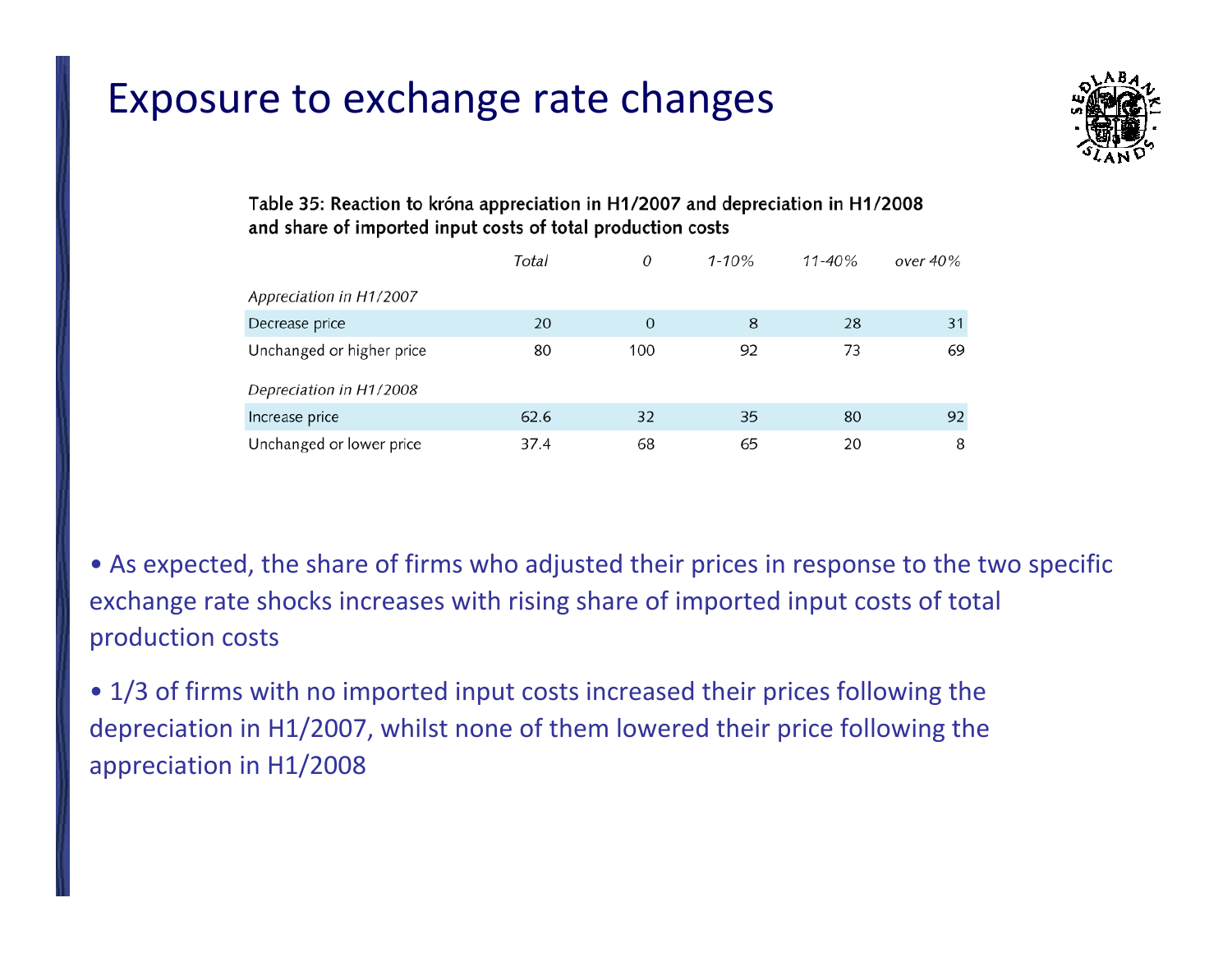# Exposure to exchange rate changes

Table 35: Reaction to króna appreciation in H1/2007 and depreciation in H1/2008 and share of imported input costs of total production costs

| | *Total* | *0* | *1-10%* | *11-40%* | *over 40%* |
|---|---|---|---|---|---|
| *Appreciation in H1/2007* | | | | | |
| Decrease price | 20 | 0 | 8 | 28 | 31 |
| Unchanged or higher price | 80 | 100 | 92 | 73 | 69 |
| *Depreciation in H1/2008* | | | | | |
| Increase price | 62.6 | 32 | 35 | 80 | 92 |
| Unchanged or lower price | 37.4 | 68 | 65 | 20 | 8 |

- As expected, the share of firms who adjusted their prices in response to the two specific exchange rate shocks increases with rising share of imported input costs of total production costs
- 1/3 of firms with no imported input costs increased their prices following the depreciation in H1/2007, whilst none of them lowered their price following the appreciation in H1/2008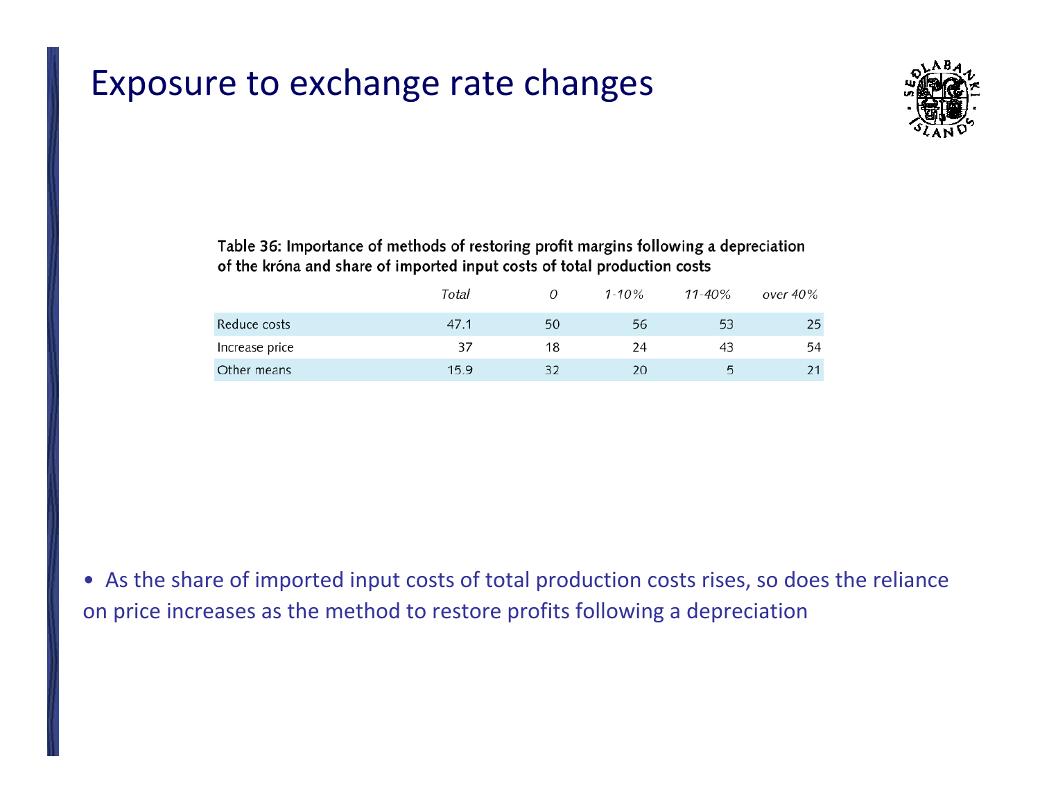# Exposure to exchange rate changes

Table 36: Importance of methods of restoring profit margins following a depreciation of the króna and share of imported input costs of total production costs

| | *Total* | *0* | *1-10%* | *11-40%* | *over 40%* |
|---|---|---|---|---|---|
| Reduce costs | 47.1 | 50 | 56 | 53 | 25 |
| Increase price | 37 | 18 | 24 | 43 | 54 |
| Other means | 15.9 | 32 | 20 | 5 | 21 |

- As the share of imported input costs of total production costs rises, so does the reliance on price increases as the method to restore profits following a depreciation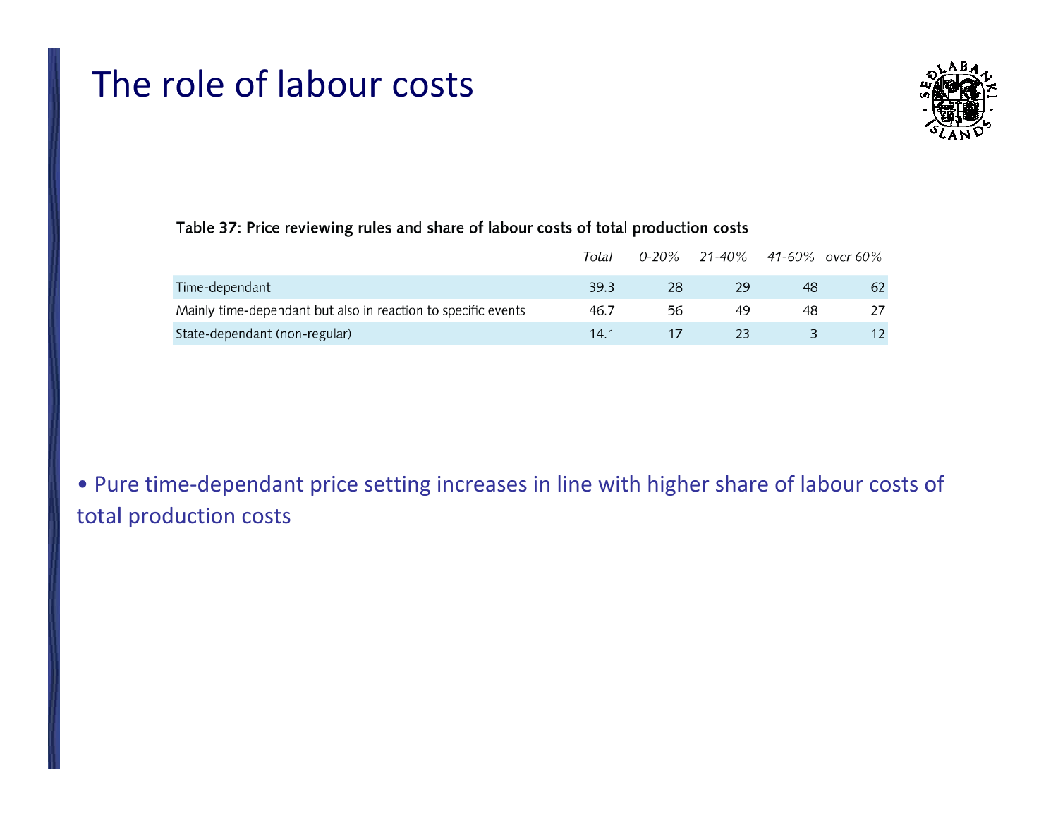# The role of labour costs

Table 37: Price reviewing rules and share of labour costs of total production costs

| | *Total* | *0-20%* | *21-40%* | *41-60%* | *over 60%* |
|---|---|---|---|---|---|
| Time-dependant | 39.3 | 28 | 29 | 48 | 62 |
| Mainly time-dependant but also in reaction to specific events | 46.7 | 56 | 49 | 48 | 27 |
| State-dependant (non-regular) | 14.1 | 17 | 23 | 3 | 12 |

- Pure time-dependant price setting increases in line with higher share of labour costs of total production costs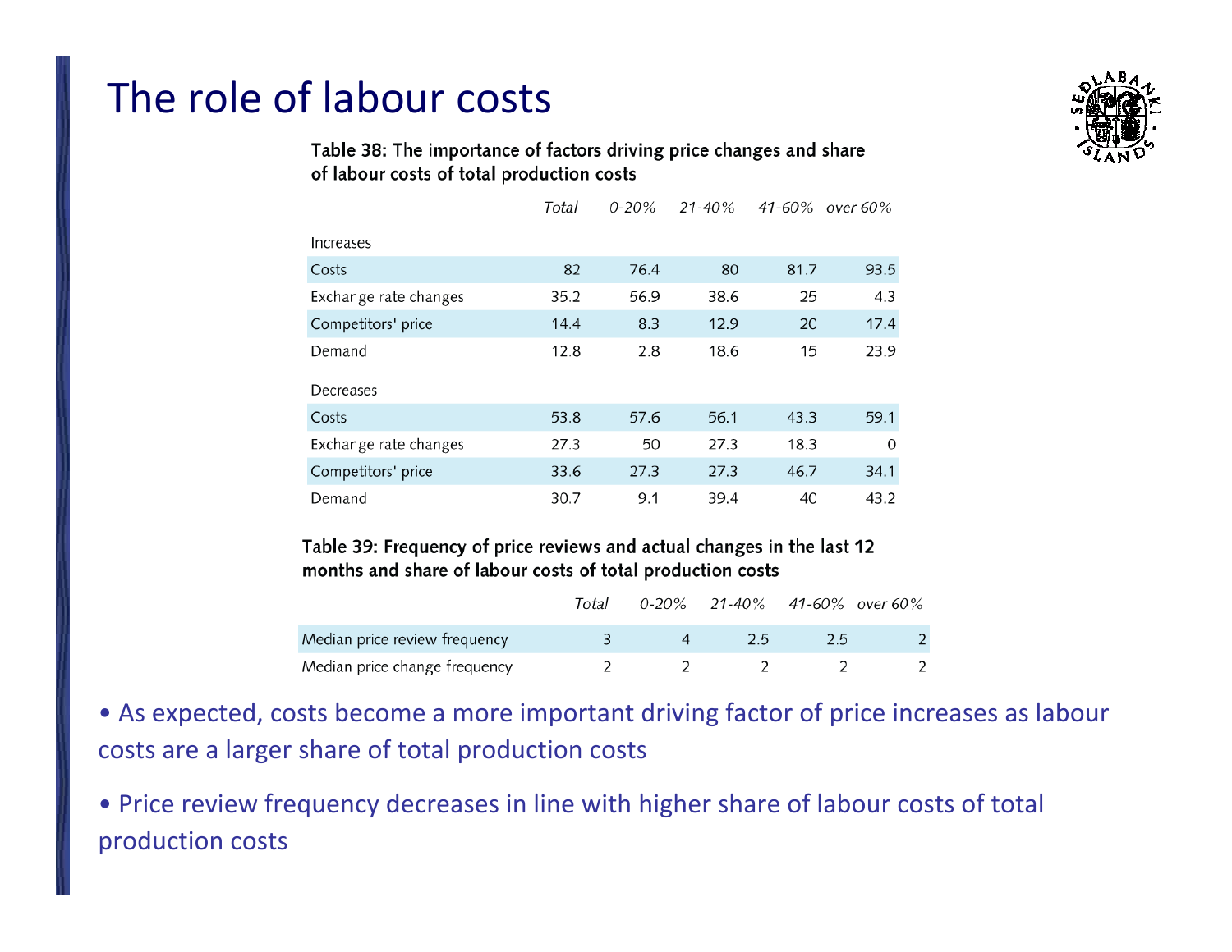# The role of labour costs

**Table 38: The importance of factors driving price changes and share of labour costs of total production costs**

| | *Total* | *0-20%* | *21-40%* | *41-60%* | *over 60%* |
|---|---|---|---|---|---|
| Increases | | | | | |
| Costs | 82 | 76.4 | 80 | 81.7 | 93.5 |
| Exchange rate changes | 35.2 | 56.9 | 38.6 | 25 | 4.3 |
| Competitors' price | 14.4 | 8.3 | 12.9 | 20 | 17.4 |
| Demand | 12.8 | 2.8 | 18.6 | 15 | 23.9 |
| Decreases | | | | | |
| Costs | 53.8 | 57.6 | 56.1 | 43.3 | 59.1 |
| Exchange rate changes | 27.3 | 50 | 27.3 | 18.3 | 0 |
| Competitors' price | 33.6 | 27.3 | 27.3 | 46.7 | 34.1 |
| Demand | 30.7 | 9.1 | 39.4 | 40 | 43.2 |

**Table 39: Frequency of price reviews and actual changes in the last 12 months and share of labour costs of total production costs**

| | *Total* | *0-20%* | *21-40%* | *41-60%* | *over 60%* |
|---|---|---|---|---|---|
| Median price review frequency | 3 | 4 | 2.5 | 2.5 | 2 |
| Median price change frequency | 2 | 2 | 2 | 2 | 2 |

- As expected, costs become a more important driving factor of price increases as labour costs are a larger share of total production costs
- Price review frequency decreases in line with higher share of labour costs of total production costs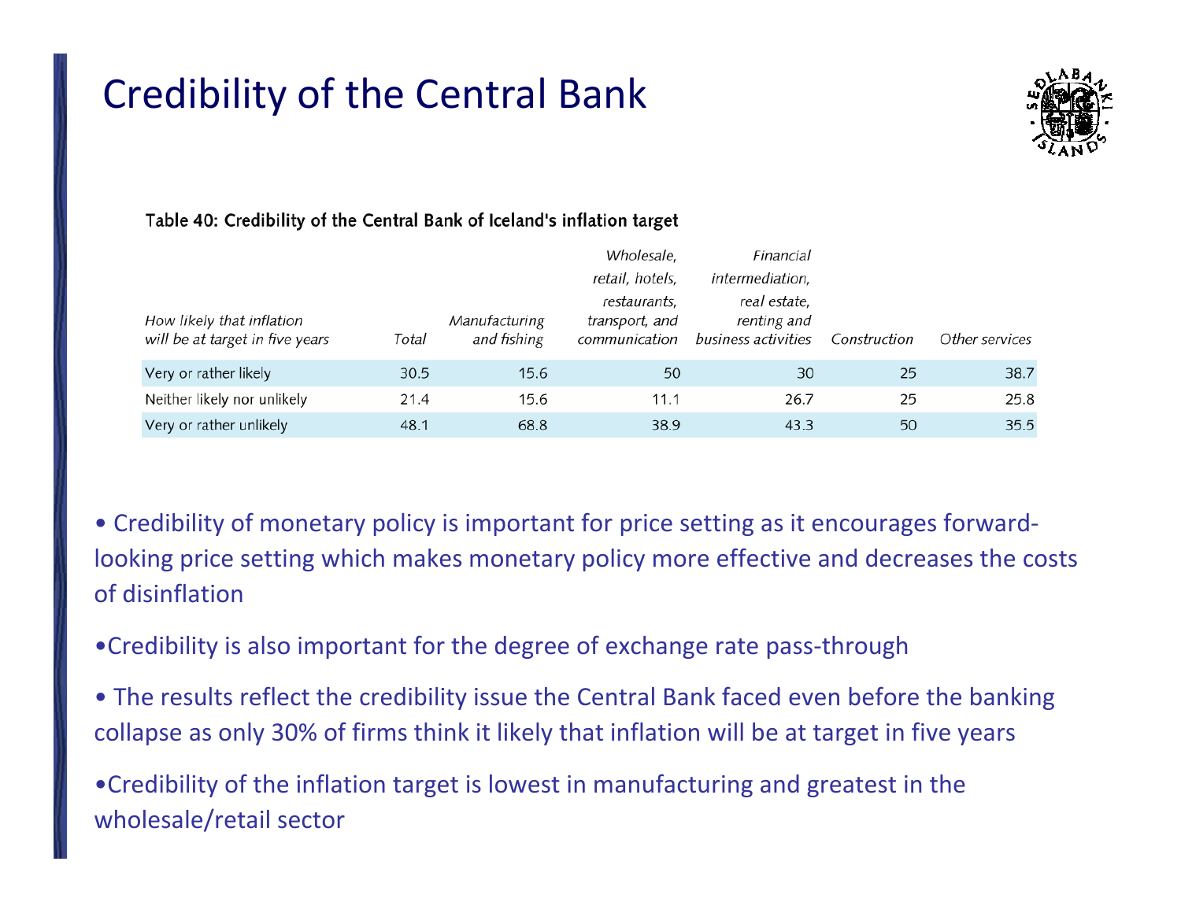# Credibility of the Central Bank

Table 40: Credibility of the Central Bank of Iceland's inflation target

| *How likely that inflation will be at target in five years* | *Total* | *Manufacturing and fishing* | *Wholesale, retail, hotels, restaurants, transport, and communication* | *Financial intermediation, real estate, renting and business activities* | *Construction* | *Other services* |
|---|---|---|---|---|---|---|
| Very or rather likely | 30.5 | 15.6 | 50 | 30 | 25 | 38.7 |
| Neither likely nor unlikely | 21.4 | 15.6 | 11.1 | 26.7 | 25 | 25.8 |
| Very or rather unlikely | 48.1 | 68.8 | 38.9 | 43.3 | 50 | 35.5 |

- Credibility of monetary policy is important for price setting as it encourages forward-looking price setting which makes monetary policy more effective and decreases the costs of disinflation
- Credibility is also important for the degree of exchange rate pass-through
- The results reflect the credibility issue the Central Bank faced even before the banking collapse as only 30% of firms think it likely that inflation will be at target in five years
- Credibility of the inflation target is lowest in manufacturing and greatest in the wholesale/retail sector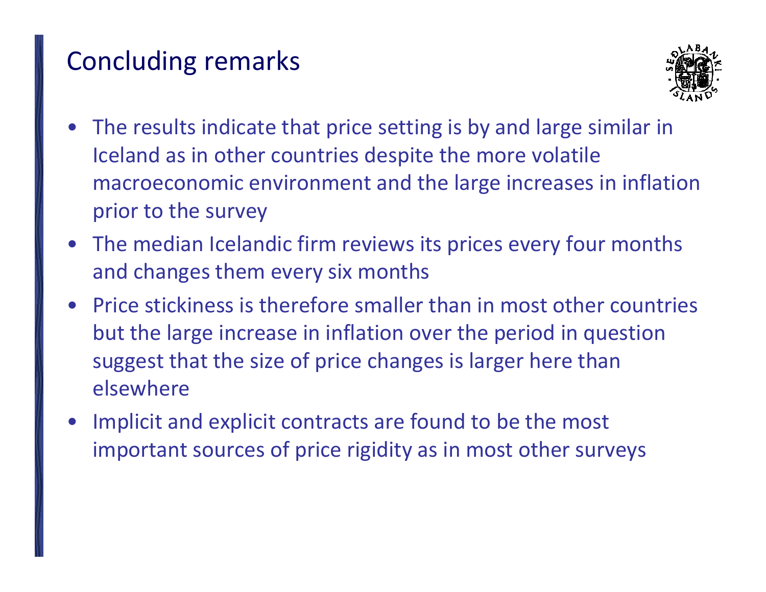# Concluding remarks

- The results indicate that price setting is by and large similar in Iceland as in other countries despite the more volatile macroeconomic environment and the large increases in inflation prior to the survey
- The median Icelandic firm reviews its prices every four months and changes them every six months
- Price stickiness is therefore smaller than in most other countries but the large increase in inflation over the period in question suggest that the size of price changes is larger here than elsewhere
- Implicit and explicit contracts are found to be the most important sources of price rigidity as in most other surveys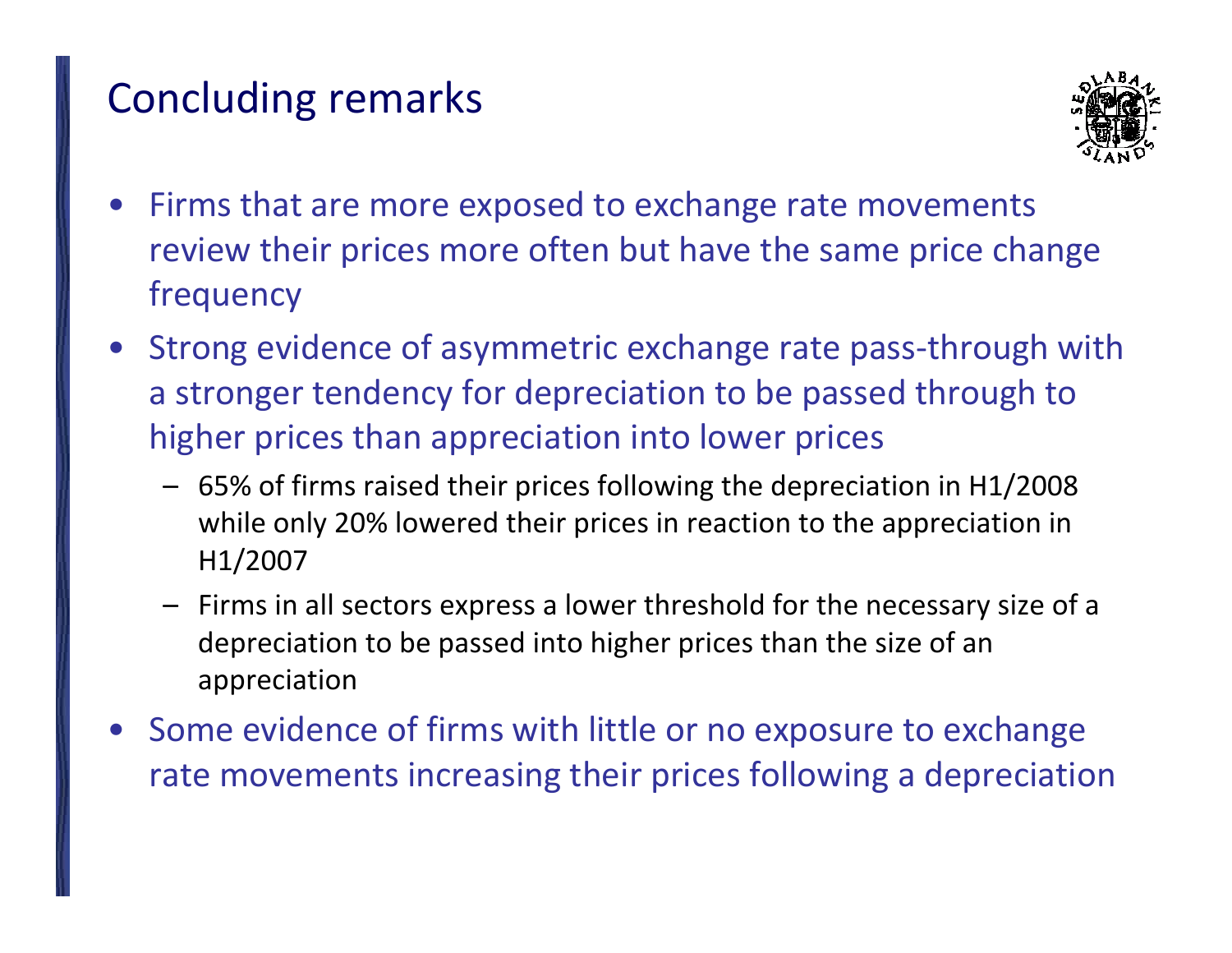# Concluding remarks

- Firms that are more exposed to exchange rate movements review their prices more often but have the same price change frequency
- Strong evidence of asymmetric exchange rate pass-through with a stronger tendency for depreciation to be passed through to higher prices than appreciation into lower prices
  - 65% of firms raised their prices following the depreciation in H1/2008 while only 20% lowered their prices in reaction to the appreciation in H1/2007
  - Firms in all sectors express a lower threshold for the necessary size of a depreciation to be passed into higher prices than the size of an appreciation
- Some evidence of firms with little or no exposure to exchange rate movements increasing their prices following a depreciation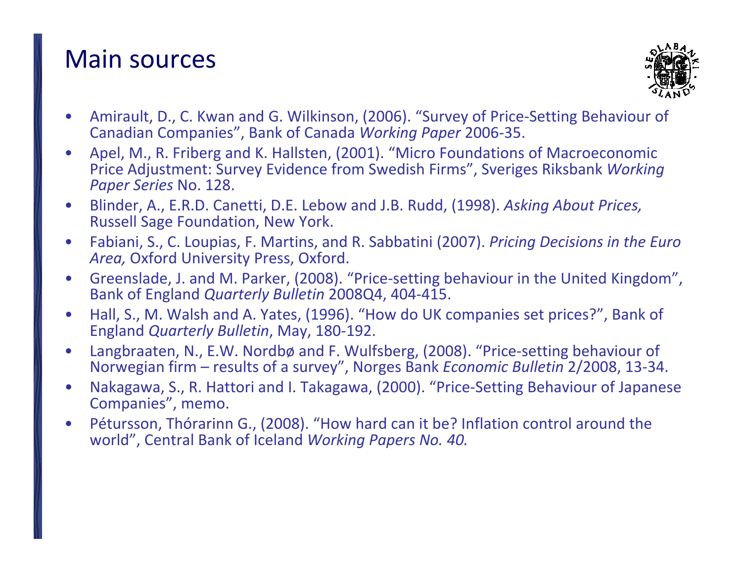# Main sources

- Amirault, D., C. Kwan and G. Wilkinson, (2006). “Survey of Price-Setting Behaviour of Canadian Companies”, Bank of Canada *Working Paper* 2006-35.
- Apel, M., R. Friberg and K. Hallsten, (2001). “Micro Foundations of Macroeconomic Price Adjustment: Survey Evidence from Swedish Firms”, Sveriges Riksbank *Working Paper Series* No. 128.
- Blinder, A., E.R.D. Canetti, D.E. Lebow and J.B. Rudd, (1998). *Asking About Prices,* Russell Sage Foundation, New York.
- Fabiani, S., C. Loupias, F. Martins, and R. Sabbatini (2007). *Pricing Decisions in the Euro Area,* Oxford University Press, Oxford.
- Greenslade, J. and M. Parker, (2008). “Price-setting behaviour in the United Kingdom”, Bank of England *Quarterly Bulletin* 2008Q4, 404-415.
- Hall, S., M. Walsh and A. Yates, (1996). “How do UK companies set prices?”, Bank of England *Quarterly Bulletin*, May, 180-192.
- Langbraaten, N., E.W. Nordbø and F. Wulfsberg, (2008). “Price-setting behaviour of Norwegian firm – results of a survey”, Norges Bank *Economic Bulletin* 2/2008, 13-34.
- Nakagawa, S., R. Hattori and I. Takagawa, (2000). “Price-Setting Behaviour of Japanese Companies”, memo.
- Pétursson, Thórarinn G., (2008). “How hard can it be? Inflation control around the world”, Central Bank of Iceland *Working Papers No. 40.*